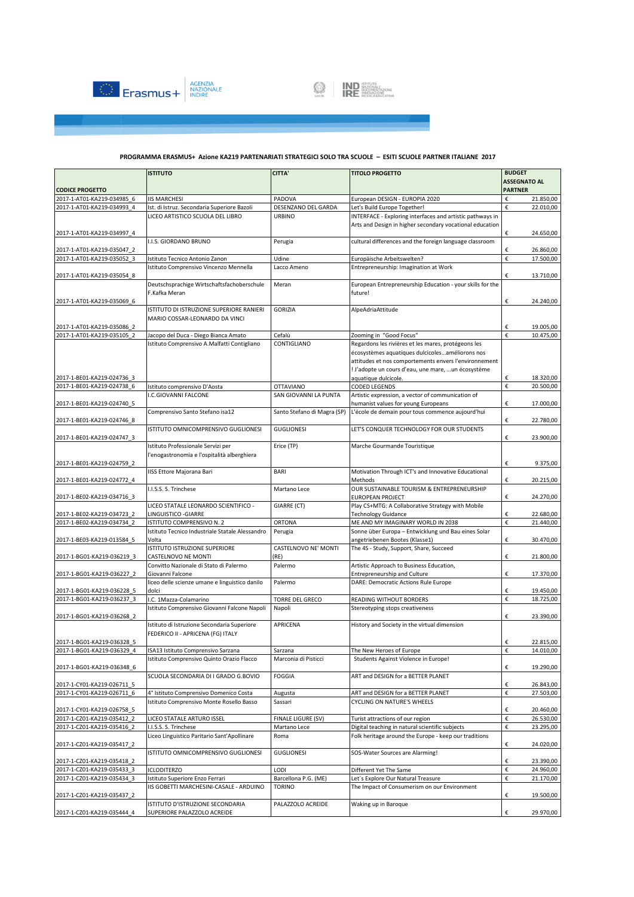**PROGRAMMA ERASMUS+ Azione KA219 PARTENARIATI STRATEGICI SOLO TRA SCUOLE – ESITI SCUOLE PARTNER ITALIANE 2017**

| CODICE PROGETTO | ISTITUTO | CITTA' | TITOLO PROGETTO | BUDGET ASSEGNATO AL PARTNER |
|---|---|---|---|---|
| 2017-1-AT01-KA219-034985_6 | IIS MARCHESI | PADOVA | European DESIGN - EUROPIA 2020 | € 21.850,00 |
| 2017-1-AT01-KA219-034993_4 | Ist. di Istruz. Secondaria Superiore Bazoli | DESENZANO DEL GARDA | Let's Build Europe Together! | € 22.010,00 |
| 2017-1-AT01-KA219-034997_4 | LICEO ARTISTICO SCUOLA DEL LIBRO | URBINO | INTERFACE - Exploring interfaces and artistic pathways in Arts and Design in higher secondary vocational education | € 24.650,00 |
| 2017-1-AT01-KA219-035047_2 | I.I.S. GIORDANO BRUNO | Perugia | cultural differences and the foreign language classroom | € 26.860,00 |
| 2017-1-AT01-KA219-035052_3 | Istituto Tecnico Antonio Zanon | Udine | Europäische Arbeitswelten? | € 17.500,00 |
| 2017-1-AT01-KA219-035054_8 | Istituto Comprensivo Vincenzo Mennella | Lacco Ameno | Entrepreneurship: Imagination at Work | € 13.710,00 |
| 2017-1-AT01-KA219-035069_6 | Deutschsprachige Wirtschaftsfachoberschule F.Kafka Meran | Meran | European Entrepreneurship Education - your skills for the future! | € 24.240,00 |
| 2017-1-AT01-KA219-035086_2 | ISTITUTO DI ISTRUZIONE SUPERIORE RANIERI MARIO COSSAR-LEONARDO DA VINCI | GORIZIA | AlpeAdriaAttitude | € 19.005,00 |
| 2017-1-AT01-KA219-035105_2 | Jacopo del Duca - Diego Bianca Amato | Cefalù | Zooming in "Good Focus" | € 10.475,00 |
| 2017-1-BE01-KA219-024736_3 | Istituto Comprensivo A.Malfatti Contigliano | CONTIGLIANO | Regardons les rivières et les mares, protégeons les écosystèmes aquatiques dulcicoles…améliorons nos attitudes et nos comportements envers l'environnement ! J'adopte un cours d'eau, une mare, …un écosystème aquatique dulcicole. | € 18.320,00 |
| 2017-1-BE01-KA219-024738_6 | Istituto comprensivo D'Aosta | OTTAVIANO | CODED LEGENDS | € 20.500,00 |
| 2017-1-BE01-KA219-024740_5 | I.C.GIOVANNI FALCONE | SAN GIOVANNI LA PUNTA | Artistic expression, a vector of communication of humanist values for young Europeans | € 17.000,00 |
| 2017-1-BE01-KA219-024746_8 | Comprensivo Santo Stefano isa12 | Santo Stefano di Magra (SP) | L'école de demain pour tous commence aujourd'hui | € 22.780,00 |
| 2017-1-BE01-KA219-024747_3 | ISTITUTO OMNICOMPRENSIVO GUGLIONESI | GUGLIONESI | LET'S CONQUER TECHNOLOGY FOR OUR STUDENTS | € 23.900,00 |
| 2017-1-BE01-KA219-024759_2 | Istituto Professionale Servizi per l'enogastronomia e l'ospitalità alberghiera | Erice (TP) | Marche Gourmande Touristique | € 9.375,00 |
| 2017-1-BE01-KA219-024772_4 | IISS Ettore Majorana Bari | BARI | Motivation Through ICT's and Innovative Educational Methods | € 20.215,00 |
| 2017-1-BE02-KA219-034716_3 | I.I.S.S. S. Trinchese | Martano Lece | OUR SUSTAINABLE TOURISM & ENTREPRENEURSHIP EUROPEAN PROJECT | € 24.270,00 |
| 2017-1-BE02-KA219-034723_2 | LICEO STATALE LEONARDO SCIENTIFICO - LINGUISTICO -GIARRE | GIARRE (CT) | Play CS+MTG: A Collaborative Strategy with Mobile Technology Guidance | € 22.680,00 |
| 2017-1-BE02-KA219-034734_2 | ISTITUTO COMPRENSIVO N. 2 | ORTONA | ME AND MY IMAGINARY WORLD IN 2038 | € 21.440,00 |
| 2017-1-BE03-KA219-013584_5 | Istituto Tecnico Industriale Statale Alessandro Volta | Perugia | Sonne über Europa – Entwicklung und Bau eines Solar angetriebenen Bootes (Klasse1) | € 30.470,00 |
| 2017-1-BG01-KA219-036219_3 | ISTITUTO ISTRUZIONE SUPERIORE CASTELNOVO NE MONTI | CASTELNOVO NE' MONTI (RE) | The 4S - Study, Support, Share, Succeed | € 21.800,00 |
| 2017-1-BG01-KA219-036227_2 | Convitto Nazionale di Stato di Palermo Giovanni Falcone | Palermo | Artistic Approach to Business Education, Entrepreneurship and Culture | € 17.370,00 |
| 2017-1-BG01-KA219-036228_5 | liceo delle scienze umane e linguistico danilo dolci | Palermo | DARE: Democratic Actions Rule Europe | € 19.450,00 |
| 2017-1-BG01-KA219-036237_3 | I.C. 1Mazza-Colamarino | TORRE DEL GRECO | READING WITHOUT BORDERS | € 18.725,00 |
| 2017-1-BG01-KA219-036268_2 | Istituto Comprensivo Giovanni Falcone Napoli | Napoli | Stereotyping stops creativeness | € 23.390,00 |
| 2017-1-BG01-KA219-036328_5 | Istituto di Istruzione Secondaria Superiore FEDERICO II - APRICENA (FG) ITALY | APRICENA | History and Society in the virtual dimension | € 22.815,00 |
| 2017-1-BG01-KA219-036329_4 | ISA13 Istituto Comprensivo Sarzana | Sarzana | The New Heroes of Europe | € 14.010,00 |
| 2017-1-BG01-KA219-036348_6 | Istituto Comprensivo Quinto Orazio Flacco | Marconia di Pisticci | Students Against Violence in Europe! | € 19.290,00 |
| 2017-1-CY01-KA219-026711_5 | SCUOLA SECONDARIA DI I GRADO G.BOVIO | FOGGIA | ART and DESIGN for a BETTER PLANET | € 26.843,00 |
| 2017-1-CY01-KA219-026711_6 | 4° Istituto Comprensivo Domenico Costa | Augusta | ART and DESIGN for a BETTER PLANET | € 27.503,00 |
| 2017-1-CY01-KA219-026758_5 | Istituto Comprensivo Monte Rosello Basso | Sassari | CYCLING ON NATURE'S WHEELS | € 20.460,00 |
| 2017-1-CZ01-KA219-035412_2 | LICEO STATALE ARTURO ISSEL | FINALE LIGURE (SV) | Turist attractions of our region | € 26.530,00 |
| 2017-1-CZ01-KA219-035416_2 | I.I.S.S. S. Trinchese | Martano Lece | Digital teaching in natural scientific subjects | € 23.295,00 |
| 2017-1-CZ01-KA219-035417_2 | Liceo Linguistico Paritario Sant'Apollinare | Roma | Folk heritage around the Europe - keep our traditions | € 24.020,00 |
| 2017-1-CZ01-KA219-035418_2 | ISTITUTO OMNICOMPRENSIVO GUGLIONESI | GUGLIONESI | SOS-Water Sources are Alarming! | € 23.390,00 |
| 2017-1-CZ01-KA219-035433_3 | ICLODITERZO | LODI | Different Yet The Same | € 24.960,00 |
| 2017-1-CZ01-KA219-035434_3 | Istituto Superiore Enzo Ferrari | Barcellona P.G. (ME) | Let´s Explore Our Natural Treasure | € 21.170,00 |
| 2017-1-CZ01-KA219-035437_2 | IIS GOBETTI MARCHESINI-CASALE - ARDUINO | TORINO | The Impact of Consumerism on our Environment | € 19.500,00 |
| 2017-1-CZ01-KA219-035444_4 | ISTITUTO D'ISTRUZIONE SECONDARIA SUPERIORE PALAZZOLO ACREIDE | PALAZZOLO ACREIDE | Waking up in Baroque | € 29.970,00 |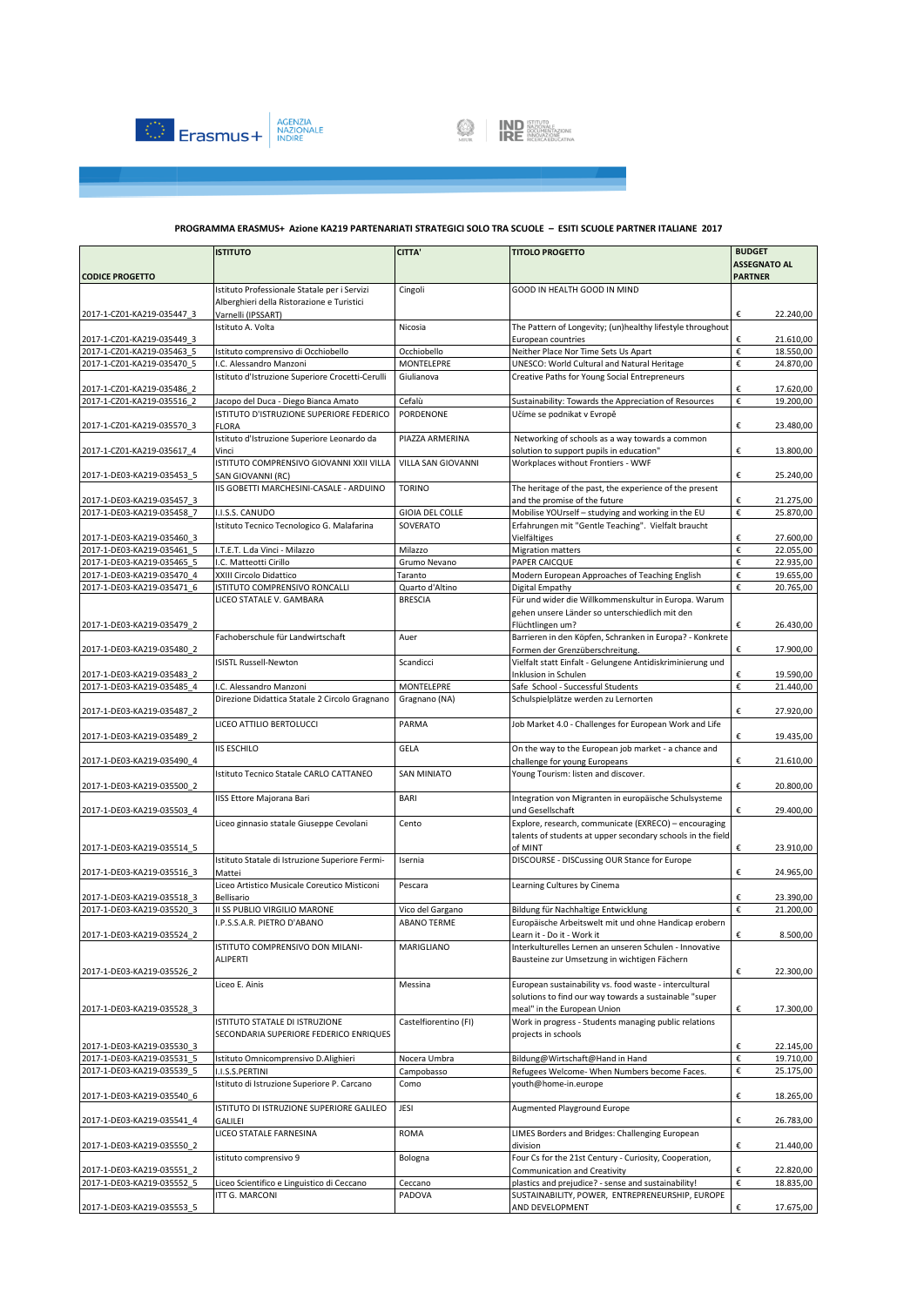**PROGRAMMA ERASMUS+ Azione KA219 PARTENARIATI STRATEGICI SOLO TRA SCUOLE – ESITI SCUOLE PARTNER ITALIANE 2017**

| CODICE PROGETTO | ISTITUTO | CITTA' | TITOLO PROGETTO | BUDGET ASSEGNATO AL PARTNER |
|---|---|---|---|---|
| 2017-1-CZ01-KA219-035447_3 | Istituto Professionale Statale per i Servizi Alberghieri della Ristorazione e Turistici Varnelli (IPSSART) | Cingoli | GOOD IN HEALTH GOOD IN MIND | € 22.240,00 |
| 2017-1-CZ01-KA219-035449_3 | Istituto A. Volta | Nicosia | The Pattern of Longevity; (un)healthy lifestyle throughout European countries | € 21.610,00 |
| 2017-1-CZ01-KA219-035463_5 | Istituto comprensivo di Occhiobello | Occhiobello | Neither Place Nor Time Sets Us Apart | € 18.550,00 |
| 2017-1-CZ01-KA219-035470_5 | I.C. Alessandro Manzoni | MONTELEPRE | UNESCO: World Cultural and Natural Heritage | € 24.870,00 |
| 2017-1-CZ01-KA219-035486_2 | Istituto d'Istruzione Superiore Crocetti-Cerulli | Giulianova | Creative Paths for Young Social Entrepreneurs | € 17.620,00 |
| 2017-1-CZ01-KA219-035516_2 | Jacopo del Duca - Diego Bianca Amato | Cefalù | Sustainability: Towards the Appreciation of Resources | € 19.200,00 |
| 2017-1-CZ01-KA219-035570_3 | ISTITUTO D'ISTRUZIONE SUPERIORE FEDERICO FLORA | PORDENONE | Učime se podnikat v Evropě | € 23.480,00 |
| 2017-1-CZ01-KA219-035617_4 | Istituto d'Istruzione Superiore Leonardo da Vinci | PIAZZA ARMERINA | Networking of schools as a way towards a common solution to support pupils in education" | € 13.800,00 |
| 2017-1-DE03-KA219-035453_5 | ISTITUTO COMPRENSIVO GIOVANNI XXII VILLA SAN GIOVANNI (RC) | VILLA SAN GIOVANNI | Workplaces without Frontiers - WWF | € 25.240,00 |
| 2017-1-DE03-KA219-035457_3 | IIS GOBETTI MARCHESINI-CASALE - ARDUINO | TORINO | The heritage of the past, the experience of the present and the promise of the future | € 21.275,00 |
| 2017-1-DE03-KA219-035458_7 | I.I.S.S. CANUDO | GIOIA DEL COLLE | Mobilise YOUrself – studying and working in the EU | € 25.870,00 |
| 2017-1-DE03-KA219-035460_3 | Istituto Tecnico Tecnologico G. Malafarina | SOVERATO | Erfahrungen mit "Gentle Teaching". Vielfalt braucht Vielfältiges | € 27.600,00 |
| 2017-1-DE03-KA219-035461_5 | I.T.E.T. L.da Vinci - Milazzo | Milazzo | Migration matters | € 22.055,00 |
| 2017-1-DE03-KA219-035465_5 | I.C. Matteotti Cirillo | Grumo Nevano | PAPER CAICQUE | € 22.935,00 |
| 2017-1-DE03-KA219-035470_4 | XXIII Circolo Didattico | Taranto | Modern European Approaches of Teaching English | € 19.655,00 |
| 2017-1-DE03-KA219-035471_6 | ISTITUTO COMPRENSIVO RONCALLI | Quarto d'Altino | Digital Empathy | € 20.765,00 |
| 2017-1-DE03-KA219-035479_2 | LICEO STATALE V. GAMBARA | BRESCIA | Für und wider die Willkommenskultur in Europa. Warum gehen unsere Länder so unterschiedlich mit den Flüchtlingen um? | € 26.430,00 |
| 2017-1-DE03-KA219-035480_2 | Fachoberschule für Landwirtschaft | Auer | Barrieren in den Köpfen, Schranken in Europa? - Konkrete Formen der Grenzüberschreitung. | € 17.900,00 |
| 2017-1-DE03-KA219-035483_2 | ISISTL Russell-Newton | Scandicci | Vielfalt statt Einfalt - Gelungene Antidiskriminierung und Inklusion in Schulen | € 19.590,00 |
| 2017-1-DE03-KA219-035485_4 | I.C. Alessandro Manzoni | MONTELEPRE | Safe School - Successful Students | € 21.440,00 |
| 2017-1-DE03-KA219-035487_2 | Direzione Didattica Statale 2 Circolo Gragnano | Gragnano (NA) | Schulspielplätze werden zu Lernorten | € 27.920,00 |
| 2017-1-DE03-KA219-035489_2 | LICEO ATTILIO BERTOLUCCI | PARMA | Job Market 4.0 - Challenges for European Work and Life | € 19.435,00 |
| 2017-1-DE03-KA219-035490_4 | IIS ESCHILO | GELA | On the way to the European job market - a chance and challenge for young Europeans | € 21.610,00 |
| 2017-1-DE03-KA219-035500_2 | Istituto Tecnico Statale CARLO CATTANEO | SAN MINIATO | Young Tourism: listen and discover. | € 20.800,00 |
| 2017-1-DE03-KA219-035503_4 | IISS Ettore Majorana Bari | BARI | Integration von Migranten in europäische Schulsysteme und Gesellschaft | € 29.400,00 |
| 2017-1-DE03-KA219-035514_5 | Liceo ginnasio statale Giuseppe Cevolani | Cento | Explore, research, communicate (EXRECO) – encouraging talents of students at upper secondary schools in the field of MINT | € 23.910,00 |
| 2017-1-DE03-KA219-035516_3 | Istituto Statale di Istruzione Superiore Fermi-Mattei | Isernia | DISCOURSE - DISCussing OUR Stance for Europe | € 24.965,00 |
| 2017-1-DE03-KA219-035518_3 | Liceo Artistico Musicale Coreutico Misticoni Bellisario | Pescara | Learning Cultures by Cinema | € 23.390,00 |
| 2017-1-DE03-KA219-035520_3 | II SS PUBLIO VIRGILIO MARONE | Vico del Gargano | Bildung für Nachhaltige Entwicklung | € 21.200,00 |
| 2017-1-DE03-KA219-035524_2 | I.P.S.S.A.R. PIETRO D'ABANO | ABANO TERME | Europäische Arbeitswelt mit und ohne Handicap erobern Learn it - Do it - Work it | € 8.500,00 |
| 2017-1-DE03-KA219-035526_2 | ISTITUTO COMPRENSIVO DON MILANI-ALIPERTI | MARIGLIANO | Interkulturelles Lernen an unseren Schulen - Innovative Bausteine zur Umsetzung in wichtigen Fächern | € 22.300,00 |
| 2017-1-DE03-KA219-035528_3 | Liceo E. Ainis | Messina | European sustainability vs. food waste - intercultural solutions to find our way towards a sustainable "super meal" in the European Union | € 17.300,00 |
| 2017-1-DE03-KA219-035530_3 | ISTITUTO STATALE DI ISTRUZIONE SECONDARIA SUPERIORE FEDERICO ENRIQUES | Castelfiorentino (FI) | Work in progress - Students managing public relations projects in schools | € 22.145,00 |
| 2017-1-DE03-KA219-035531_5 | Istituto Omnicomprensivo D.Alighieri | Nocera Umbra | Bildung@Wirtschaft@Hand in Hand | € 19.710,00 |
| 2017-1-DE03-KA219-035539_5 | I.I.S.S.PERTINI | Campobasso | Refugees Welcome- When Numbers become Faces. | € 25.175,00 |
| 2017-1-DE03-KA219-035540_6 | Istituto di Istruzione Superiore P. Carcano | Como | youth@home-in.europe | € 18.265,00 |
| 2017-1-DE03-KA219-035541_4 | ISTITUTO DI ISTRUZIONE SUPERIORE GALILEO GALILEI | JESI | Augmented Playground Europe | € 26.783,00 |
| 2017-1-DE03-KA219-035550_2 | LICEO STATALE FARNESINA | ROMA | LIMES Borders and Bridges: Challenging European division | € 21.440,00 |
| 2017-1-DE03-KA219-035551_2 | istituto comprensivo 9 | Bologna | Four Cs for the 21st Century - Curiosity, Cooperation, Communication and Creativity | € 22.820,00 |
| 2017-1-DE03-KA219-035552_5 | Liceo Scientifico e Linguistico di Ceccano | Ceccano | plastics and prejudice? - sense and sustainability! | € 18.835,00 |
| 2017-1-DE03-KA219-035553_5 | ITT G. MARCONI | PADOVA | SUSTAINABILITY, POWER, ENTREPRENEURSHIP, EUROPE AND DEVELOPMENT | € 17.675,00 |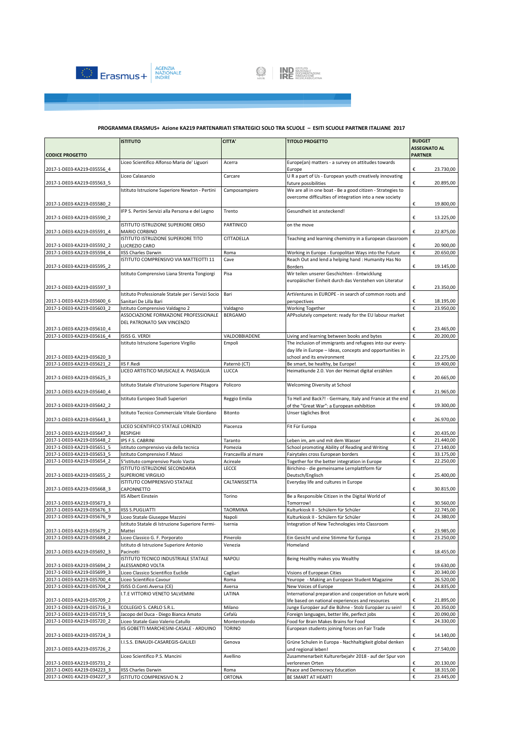**PROGRAMMA ERASMUS+ Azione KA219 PARTENARIATI STRATEGICI SOLO TRA SCUOLE – ESITI SCUOLE PARTNER ITALIANE 2017**

| CODICE PROGETTO | ISTITUTO | CITTA' | TITOLO PROGETTO | BUDGET ASSEGNATO AL PARTNER |
|---|---|---|---|---|
| 2017-1-DE03-KA219-035556_4 | Liceo Scientifico Alfonso Maria de' Liguori | Acerra | Europe(an) matters - a survey on attitudes towards Europe | € 23.730,00 |
| 2017-1-DE03-KA219-035563_5 | Liceo Calasanzio | Carcare | U R a part of Us - European youth creatively innovating future possibilities | € 20.895,00 |
| 2017-1-DE03-KA219-035580_2 | Istituto Istruzione Superiore Newton - Pertini | Camposampiero | We are all in one boat - Be a good citizen - Strategies to overcome difficulties of integration into a new society | € 19.800,00 |
| 2017-1-DE03-KA219-035590_2 | IFP S. Pertini Servizi alla Persona e del Legno | Trento | Gesundheit ist ansteckend! | € 13.225,00 |
| 2017-1-DE03-KA219-035591_4 | ISTITUTO ISTRUZIONE SUPERIORE ORSO MARIO CORBINO | PARTINICO | on the move | € 22.875,00 |
| 2017-1-DE03-KA219-035592_2 | ISTITUTO ISTRUZIONE SUPERIORE TITO LUCREZIO CARO | CITTADELLA | Teaching and learning chemistry in a European classroom | € 20.900,00 |
| 2017-1-DE03-KA219-035594_4 | IISS Charles Darwin | Roma | Working in Europe - Europolitan Ways into the Future | € 20.650,00 |
| 2017-1-DE03-KA219-035595_2 | ISTITUTO COMPRENSIVO VIA MATTEOTTI 11 | Cave | Reach Out and lend a helping hand : Humanity Has No Borders | € 19.145,00 |
| 2017-1-DE03-KA219-035597_3 | Istituto Comprensivo Liana Strenta Tongiorgi | Pisa | Wir teilen unserer Geschichten - Entwicklung europäischer Einheit durch das Verstehen von Literatur | € 23.350,00 |
| 2017-1-DE03-KA219-035600_6 | Istituto Professionale Statale per i Servizi Socio Sanitari De Lilla Bari | Bari | ArtVentures in EUROPE - in search of common roots and perspectives | € 18.195,00 |
| 2017-1-DE03-KA219-035603_2 | Istituto Comprensivo Valdagno 2 | Valdagno | Working Together | € 23.950,00 |
| 2017-1-DE03-KA219-035610_4 | ASSOCIAZIONE FORMAZIONE PROFESSIONALE DEL PATRONATO SAN VINCENZO | BERGAMO | APPsolutely competent: ready for the EU labour market | € 23.465,00 |
| 2017-1-DE03-KA219-035616_4 | ISISS G. VERDI | VALDOBBIADENE | Living and learning between books and bytes | € 20.200,00 |
| 2017-1-DE03-KA219-035620_3 | Istituto Istruzione Superiore Virgilio | Empoli | The inclusion of immigrants and refugees into our every-day life in Europe – Ideas, concepts and opportunities in school and its environment | € 22.275,00 |
| 2017-1-DE03-KA219-035621_2 | IIS F.Redi | Paternò (CT) | Be smart, be healthy, be Europe! | € 19.400,00 |
| 2017-1-DE03-KA219-035625_3 | LICEO ARTISTICO MUSICALE A. PASSAGLIA | LUCCA | Heimatkunde 2.0. Von der Heimat digital erzählen | € 20.665,00 |
| 2017-1-DE03-KA219-035640_4 | Istituto Statale d'Istruzione Superiore Pitagora | Policoro | Welcoming Diversity at School | € 21.965,00 |
| 2017-1-DE03-KA219-035642_2 | Istituto Europeo Studi Superiori | Reggio Emilia | To Hell and Back?! - Germany, Italy and France at the end of the "Great War": a European exhibition | € 19.300,00 |
| 2017-1-DE03-KA219-035643_3 | Istituto Tecnico Commerciale Vitale Giordano | Bitonto | Unser tägliches Brot | € 26.970,00 |
| 2017-1-DE03-KA219-035647_3 | LICEO SCIENTIFICO STATALE LORENZO RESPIGHI | Piacenza | Fit Für Europa | € 20.435,00 |
| 2017-1-DE03-KA219-035648_2 | IPS F.S. CABRINI | Taranto | Leben im, am und mit dem Wasser | € 21.440,00 |
| 2017-1-DE03-KA219-035651_5 | istituto comprensivo via della tecnica | Pomezia | School promoting Ability of Reading and Writing | € 27.140,00 |
| 2017-1-DE03-KA219-035653_5 | Istituto Comprensivo F.Masci | Francavilla al mare | Fairytales cross European borders | € 33.175,00 |
| 2017-1-DE03-KA219-035654_2 | 5°istituto comprensivo Paolo Vasta | Acireale | Together for the better integration in Europe | € 22.250,00 |
| 2017-1-DE03-KA219-035655_2 | ISTITUTO ISTRUZIONE SECONDARIA SUPERIORE VIRGILIO | LECCE | Birichino - die gemeinsame Lernplattform für Deutsch/Englisch | € 25.400,00 |
| 2017-1-DE03-KA219-035668_3 | ISTITUTO COMPRENSIVO STATALE CAPONNETTO | CALTANISSETTA | Everyday life and cultures in Europe | € 30.815,00 |
| 2017-1-DE03-KA219-035673_3 | IIS Albert Einstein | Torino | Be a Responsible Citizen in the Digital World of Tomorrow! | € 30.560,00 |
| 2017-1-DE03-KA219-035676_3 | IISS S.PUGLIATTI | TAORMINA | Kulturkiosk II - Schülern für Schüler | € 22.745,00 |
| 2017-1-DE03-KA219-035676_9 | Liceo Statale Giuseppe Mazzini | Napoli | Kulturkiosk II - Schülern für Schüler | € 24.380,00 |
| 2017-1-DE03-KA219-035679_2 | Istituto Statale di Istruzione Superiore Fermi-Mattei | Isernia | Integration of New Technologies into Classroom | € 23.985,00 |
| 2017-1-DE03-KA219-035684_2 | Liceo Classico G. F. Porporato | Pinerolo | Ein Gesicht und eine Stimme für Europa | € 23.250,00 |
| 2017-1-DE03-KA219-035692_3 | Istituto di Istruzione Superiore Antonio Pacinotti | Venezia | Homeland | € 18.455,00 |
| 2017-1-DE03-KA219-035694_2 | ISTITUTO TECNICO INDUSTRIALE STATALE ALESSANDRO VOLTA | NAPOLI | Being Healthy makes you Wealthy | € 19.630,00 |
| 2017-1-DE03-KA219-035699_3 | Liceo Classico Scientifico Euclide | Cagliari | Visions of European Cities | € 20.340,00 |
| 2017-1-DE03-KA219-035700_4 | Liceo Scientifico Cavour | Roma | Yeurope - Making an European Student Magazine | € 26.520,00 |
| 2017-1-DE03-KA219-035704_2 | ISISS O.Conti.Aversa (CE) | Aversa | New Voices of Europe | € 24.835,00 |
| 2017-1-DE03-KA219-035709_2 | I.T.E VITTORIO VENETO SALVEMINI | LATINA | International preparation and cooperation on future work life based on national experiences and resources | € 21.895,00 |
| 2017-1-DE03-KA219-035716_3 | COLLEGIO S. CARLO S.R.L. | Milano | Junge Europäer auf die Bühne - Stolz Europäer zu sein! | € 20.350,00 |
| 2017-1-DE03-KA219-035719_5 | Jacopo del Duca - Diego Bianca Amato | Cefalù | Foreign languages, better life, perfect jobs | € 20.090,00 |
| 2017-1-DE03-KA219-035720_2 | Liceo Statale Gaio Valerio Catullo | Monterotondo | Food for Brain Makes Brains for Food | € 24.330,00 |
| 2017-1-DE03-KA219-035724_3 | IIS GOBETTI MARCHESINI-CASALE - ARDUINO | TORINO | European students joining forces on Fair Trade | € 14.140,00 |
| 2017-1-DE03-KA219-035726_2 | I.I.S.S. EINAUDI-CASAREGIS-GALILEI | Genova | Grüne Schulen in Europa - Nachhaltigkeit global denken und regional leben! | € 27.540,00 |
| 2017-1-DE03-KA219-035731_2 | Liceo Scientifico P.S. Mancini | Avellino | Zusammenarbeit Kulturerbejahr 2018 - auf der Spur von verlorenen Orten | € 20.130,00 |
| 2017-1-DK01-KA219-034223_3 | IISS Charles Darwin | Roma | Peace and Democracy Education | € 18.315,00 |
| 2017-1-DK01-KA219-034227_3 | ISTITUTO COMPRENSIVO N. 2 | ORTONA | BE SMART AT HEART! | € 23.445,00 |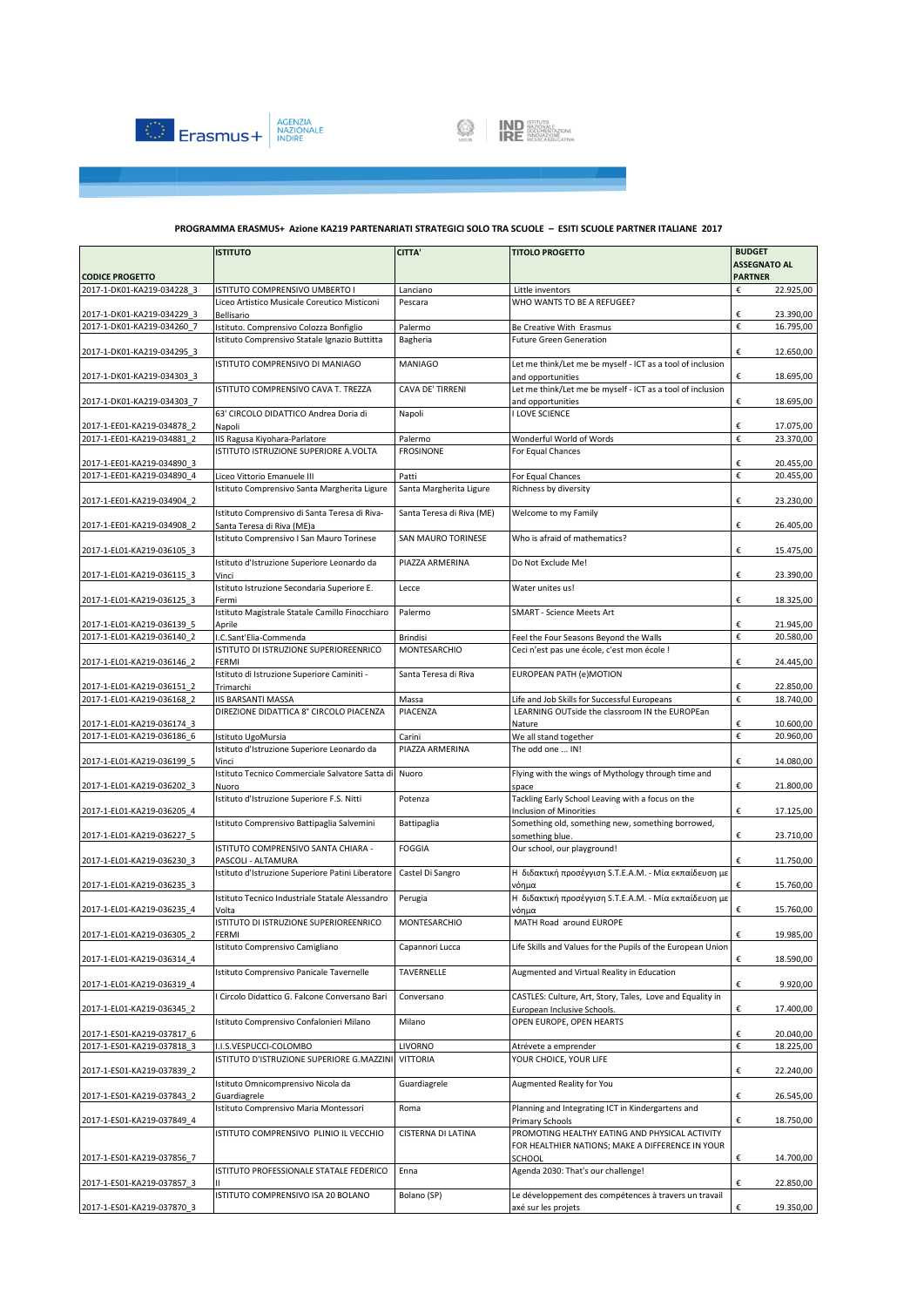**PROGRAMMA ERASMUS+ Azione KA219 PARTENARIATI STRATEGICI SOLO TRA SCUOLE – ESITI SCUOLE PARTNER ITALIANE 2017**

| CODICE PROGETTO | ISTITUTO | CITTA' | TITOLO PROGETTO | BUDGET ASSEGNATO AL PARTNER |
|---|---|---|---|---|
| 2017-1-DK01-KA219-034228_3 | ISTITUTO COMPRENSIVO UMBERTO I | Lanciano | Little inventors | € 22.925,00 |
| 2017-1-DK01-KA219-034229_3 | Liceo Artistico Musicale Coreutico Misticoni Bellisario | Pescara | WHO WANTS TO BE A REFUGEE? | € 23.390,00 |
| 2017-1-DK01-KA219-034260_7 | Istituto. Comprensivo Colozza Bonfiglio | Palermo | Be Creative With Erasmus | € 16.795,00 |
| 2017-1-DK01-KA219-034295_3 | Istituto Comprensivo Statale Ignazio Buttitta | Bagheria | Future Green Generation | € 12.650,00 |
| 2017-1-DK01-KA219-034303_3 | ISTITUTO COMPRENSIVO DI MANIAGO | MANIAGO | Let me think/Let me be myself - ICT as a tool of inclusion and opportunities | € 18.695,00 |
| 2017-1-DK01-KA219-034303_7 | ISTITUTO COMPRENSIVO CAVA T. TREZZA | CAVA DE' TIRRENI | Let me think/Let me be myself - ICT as a tool of inclusion and opportunities | € 18.695,00 |
| 2017-1-EE01-KA219-034878_2 | 63' CIRCOLO DIDATTICO Andrea Doria di Napoli | Napoli | I LOVE SCIENCE | € 17.075,00 |
| 2017-1-EE01-KA219-034881_2 | IIS Ragusa Kiyohara-Parlatore | Palermo | Wonderful World of Words | € 23.370,00 |
| 2017-1-EE01-KA219-034890_3 | ISTITUTO ISTRUZIONE SUPERIORE A.VOLTA | FROSINONE | For Equal Chances | € 20.455,00 |
| 2017-1-EE01-KA219-034890_4 | Liceo Vittorio Emanuele III | Patti | For Equal Chances | € 20.455,00 |
| 2017-1-EE01-KA219-034904_2 | Istituto Comprensivo Santa Margherita Ligure | Santa Margherita Ligure | Richness by diversity | € 23.230,00 |
| 2017-1-EE01-KA219-034908_2 | Istituto Comprensivo di Santa Teresa di Riva-Santa Teresa di Riva (ME)a | Santa Teresa di Riva (ME) | Welcome to my Family | € 26.405,00 |
| 2017-1-EL01-KA219-036105_3 | Istituto Comprensivo I San Mauro Torinese | SAN MAURO TORINESE | Who is afraid of mathematics? | € 15.475,00 |
| 2017-1-EL01-KA219-036115_3 | Istituto d'Istruzione Superiore Leonardo da Vinci | PIAZZA ARMERINA | Do Not Exclude Me! | € 23.390,00 |
| 2017-1-EL01-KA219-036125_3 | Istituto Istruzione Secondaria Superiore E. Fermi | Lecce | Water unites us! | € 18.325,00 |
| 2017-1-EL01-KA219-036139_5 | Istituto Magistrale Statale Camillo Finocchiaro Aprile | Palermo | SMART - Science Meets Art | € 21.945,00 |
| 2017-1-EL01-KA219-036140_2 | I.C.Sant'Elia-Commenda | Brindisi | Feel the Four Seasons Beyond the Walls | € 20.580,00 |
| 2017-1-EL01-KA219-036146_2 | ISTITUTO DI ISTRUZIONE SUPERIOREENRICO FERMI | MONTESARCHIO | Ceci n'est pas une école, c'est mon école ! | € 24.445,00 |
| 2017-1-EL01-KA219-036151_2 | Istituto di Istruzione Superiore Caminiti - Trimarchi | Santa Teresa di Riva | EUROPEAN PATH (e)MOTION | € 22.850,00 |
| 2017-1-EL01-KA219-036168_2 | IIS BARSANTI MASSA | Massa | Life and Job Skills for Successful Europeans | € 18.740,00 |
| 2017-1-EL01-KA219-036174_3 | DIREZIONE DIDATTICA 8° CIRCOLO PIACENZA | PIACENZA | LEARNING OUTside the classroom IN the EUROPEan Nature | € 10.600,00 |
| 2017-1-EL01-KA219-036186_6 | Istituto UgoMursia | Carini | We all stand together | € 20.960,00 |
| 2017-1-EL01-KA219-036199_5 | Istituto d'Istruzione Superiore Leonardo da Vinci | PIAZZA ARMERINA | The odd one ... IN! | € 14.080,00 |
| 2017-1-EL01-KA219-036202_3 | Istituto Tecnico Commerciale Salvatore Satta di Nuoro | Nuoro | Flying with the wings of Mythology through time and space | € 21.800,00 |
| 2017-1-EL01-KA219-036205_4 | Istituto d'Istruzione Superiore F.S. Nitti | Potenza | Tackling Early School Leaving with a focus on the Inclusion of Minorities | € 17.125,00 |
| 2017-1-EL01-KA219-036227_5 | Istituto Comprensivo Battipaglia Salvemini | Battipaglia | Something old, something new, something borrowed, something blue. | € 23.710,00 |
| 2017-1-EL01-KA219-036230_3 | ISTITUTO COMPRENSIVO SANTA CHIARA - PASCOLI - ALTAMURA | FOGGIA | Our school, our playground! | € 11.750,00 |
| 2017-1-EL01-KA219-036235_3 | Istituto d'Istruzione Superiore Patini Liberatore | Castel Di Sangro | Η διδακτική προσέγγιση S.T.E.A.M. - Μία εκπαίδευση με νόημα | € 15.760,00 |
| 2017-1-EL01-KA219-036235_4 | Istituto Tecnico Industriale Statale Alessandro Volta | Perugia | Η διδακτική προσέγγιση S.T.E.A.M. - Μία εκπαίδευση με νόημα | € 15.760,00 |
| 2017-1-EL01-KA219-036305_2 | ISTITUTO DI ISTRUZIONE SUPERIOREENRICO FERMI | MONTESARCHIO | MATH Road around EUROPE | € 19.985,00 |
| 2017-1-EL01-KA219-036314_4 | Istituto Comprensivo Camigliano | Capannori Lucca | Life Skills and Values for the Pupils of the European Union | € 18.590,00 |
| 2017-1-EL01-KA219-036319_4 | Istituto Comprensivo Panicale Tavernelle | TAVERNELLE | Augmented and Virtual Reality in Education | € 9.920,00 |
| 2017-1-EL01-KA219-036345_2 | I Circolo Didattico G. Falcone Conversano Bari | Conversano | CASTLES: Culture, Art, Story, Tales, Love and Equality in European Inclusive Schools. | € 17.400,00 |
| 2017-1-ES01-KA219-037817_6 | Istituto Comprensivo Confalonieri Milano | Milano | OPEN EUROPE, OPEN HEARTS | € 20.040,00 |
| 2017-1-ES01-KA219-037818_3 | I.I.S.VESPUCCI-COLOMBO | LIVORNO | Atrévete a emprender | € 18.225,00 |
| 2017-1-ES01-KA219-037839_2 | ISTITUTO D'ISTRUZIONE SUPERIORE G.MAZZINI | VITTORIA | YOUR CHOICE, YOUR LIFE | € 22.240,00 |
| 2017-1-ES01-KA219-037843_2 | Istituto Omnicomprensivo Nicola da Guardiagrele | Guardiagrele | Augmented Reality for You | € 26.545,00 |
| 2017-1-ES01-KA219-037849_4 | Istituto Comprensivo Maria Montessori | Roma | Planning and Integrating ICT in Kindergartens and Primary Schools | € 18.750,00 |
| 2017-1-ES01-KA219-037856_7 | ISTITUTO COMPRENSIVO PLINIO IL VECCHIO | CISTERNA DI LATINA | PROMOTING HEALTHY EATING AND PHYSICAL ACTIVITY FOR HEALTHIER NATIONS; MAKE A DIFFERENCE IN YOUR SCHOOL | € 14.700,00 |
| 2017-1-ES01-KA219-037857_3 | ISTITUTO PROFESSIONALE STATALE FEDERICO II | Enna | Agenda 2030: That's our challenge! | € 22.850,00 |
| 2017-1-ES01-KA219-037870_3 | ISTITUTO COMPRENSIVO ISA 20 BOLANO | Bolano (SP) | Le développement des compétences à travers un travail axé sur les projets | € 19.350,00 |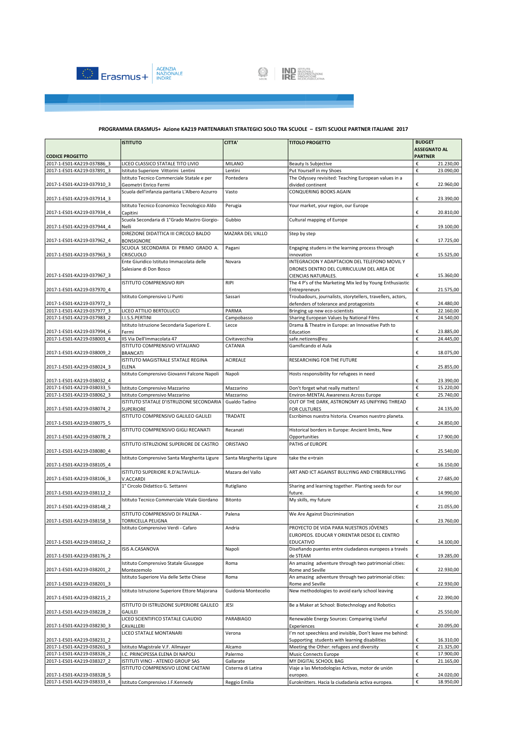**PROGRAMMA ERASMUS+ Azione KA219 PARTENARIATI STRATEGICI SOLO TRA SCUOLE – ESITI SCUOLE PARTNER ITALIANE 2017**

| CODICE PROGETTO | ISTITUTO | CITTA' | TITOLO PROGETTO | BUDGET ASSEGNATO AL PARTNER |
|---|---|---|---|---|
| 2017-1-ES01-KA219-037886_3 | LICEO CLASSICO STATALE TITO LIVIO | MILANO | Beauty Is Subjective | € 21.230,00 |
| 2017-1-ES01-KA219-037891_3 | Istituto Superiore Vittorini Lentini | Lentini | Put Yourself in my Shoes | € 23.090,00 |
| 2017-1-ES01-KA219-037910_3 | Istituto Tecnico Commerciale Statale e per Geometri Enrico Fermi | Pontedera | The Odyssey revisited: Teaching European values in a divided continent | € 22.960,00 |
| 2017-1-ES01-KA219-037914_3 | Scuola dell'infanzia paritaria L'Albero Azzurro | Vasto | CONQUERING BOOKS AGAIN | € 23.390,00 |
| 2017-1-ES01-KA219-037934_4 | Istituto Tecnico Economico Tecnologico Aldo Capitini | Perugia | Your market, your region, our Europe | € 20.810,00 |
| 2017-1-ES01-KA219-037944_4 | Scuola Secondaria di 1°Grado Mastro Giorgio-Nelli | Gubbio | Cultural mapping of Europe | € 19.100,00 |
| 2017-1-ES01-KA219-037962_4 | DIREZIONE DIDATTICA III CIRCOLO BALDO BONSIGNORE | MAZARA DEL VALLO | Step by step | € 17.725,00 |
| 2017-1-ES01-KA219-037963_3 | SCUOLA SECONDARIA DI PRIMO GRADO A. CRISCUOLO | Pagani | Engaging studens in the learning process through innovation | € 15.525,00 |
| 2017-1-ES01-KA219-037967_3 | Ente Giuridico Istituto Immacolata delle Salesiane di Don Bosco | Novara | INTEGRACION Y ADAPTACION DEL TELEFONO MOVIL Y DRONES DENTRO DEL CURRICULUM DEL AREA DE CIENCIAS NATURALES. | € 15.360,00 |
| 2017-1-ES01-KA219-037970_4 | ISTITUTO COMPRENSIVO RIPI | RIPI | The 4 P's of the Marketing Mix led by Young Enthusiastic Entrepreneurs | € 21.575,00 |
| 2017-1-ES01-KA219-037972_3 | Istituto Comprensivo Li Punti | Sassari | Troubadours, journalists, storytellers, travellers, actors, defenders of tolerance and protagonists | € 24.480,00 |
| 2017-1-ES01-KA219-037977_3 | LICEO ATTILIO BERTOLUCCI | PARMA | Bringing up new eco-scientists | € 22.160,00 |
| 2017-1-ES01-KA219-037983_2 | I.I.S.S.PERTINI | Campobasso | Sharing European Values by National Films | € 24.540,00 |
| 2017-1-ES01-KA219-037994_6 | Istituto Istruzione Secondaria Superiore E. Fermi | Lecce | Drama & Theatre in Europe: an Innovative Path to Education | € 23.885,00 |
| 2017-1-ES01-KA219-038003_4 | IIS Via Dell'Immacolata 47 | Civitavecchia | safe.netizens@eu | € 24.445,00 |
| 2017-1-ES01-KA219-038009_2 | ISTITUTO COMPRENSIVO VITALIANO BRANCATI | CATANIA | Gamificando el Aula | € 18.075,00 |
| 2017-1-ES01-KA219-038024_3 | ISTITUTO MAGISTRALE STATALE REGINA ELENA | ACIREALE | RESEARCHING FOR THE FUTURE | € 25.855,00 |
| 2017-1-ES01-KA219-038032_4 | Istituto Comprensivo Giovanni Falcone Napoli | Napoli | Hosts responsibility for refugees in need | € 23.390,00 |
| 2017-1-ES01-KA219-038033_5 | Istituto Comprensivo Mazzarino | Mazzarino | Don't forget what really matters! | € 15.220,00 |
| 2017-1-ES01-KA219-038062_3 | Istituto Comprensivo Mazzarino | Mazzarino | Environ-MENTAL Awareness Across Europe | € 25.740,00 |
| 2017-1-ES01-KA219-038074_2 | ISTITUTO STATALE D'ISTRUZIONE SECONDARIA SUPERIORE | Gualdo Tadino | OUT OF THE DARK, ASTRONOMY AS UNIFYING THREAD FOR CULTURES | € 24.135,00 |
| 2017-1-ES01-KA219-038075_5 | ISTITUTO COMPRENSIVO GALILEO GALILEI | TRADATE | Escribimos nuestra historia. Creamos nuestro planeta. | € 24.850,00 |
| 2017-1-ES01-KA219-038078_2 | ISTITUTO COMPRENSIVO GIGLI RECANATI | Recanati | Historical borders in Europe: Ancient limits, New Opportunities | € 17.900,00 |
| 2017-1-ES01-KA219-038080_4 | ISTITUTO ISTRUZIONE SUPERIORE DE CASTRO | ORISTANO | PATHS of EUROPE | € 25.540,00 |
| 2017-1-ES01-KA219-038105_4 | Istituto Comprensivo Santa Margherita Ligure | Santa Margherita Ligure | take the e+train | € 16.150,00 |
| 2017-1-ES01-KA219-038106_3 | ISTITUTO SUPERIORE R.D'ALTAVILLA-V.ACCARDI | Mazara del Vallo | ART AND ICT AGAINST BULLYING AND CYBERBULLYING | € 27.685,00 |
| 2017-1-ES01-KA219-038112_2 | 1° Circolo Didattico G. Settanni | Rutigliano | Sharing and learning together. Planting seeds for our future. | € 14.990,00 |
| 2017-1-ES01-KA219-038148_2 | Istituto Tecnico Commerciale Vitale Giordano | Bitonto | My skills, my future | € 21.055,00 |
| 2017-1-ES01-KA219-038158_3 | ISTITUTO COMPRENSIVO DI PALENA - TORRICELLA PELIGNA | Palena | We Are Against Discrimination | € 23.760,00 |
| 2017-1-ES01-KA219-038162_2 | Istituto Comprensivo Verdi - Cafaro | Andria | PROYECTO DE VIDA PARA NUESTROS JÓVENES EUROPEOS. EDUCAR Y ORIENTAR DESDE EL CENTRO EDUCATIVO | € 14.100,00 |
| 2017-1-ES01-KA219-038176_2 | ISIS A.CASANOVA | Napoli | Diseñando puentes entre ciudadanos europeos a través de STEAM | € 19.285,00 |
| 2017-1-ES01-KA219-038201_2 | Istituto Comprensivo Statale Giuseppe Montezemolo | Roma | An amazing adventure through two patrimonial cities: Rome and Seville | € 22.930,00 |
| 2017-1-ES01-KA219-038201_3 | Istituto Superiore Via delle Sette Chiese | Roma | An amazing adventure through two patrimonial cities: Rome and Seville | € 22.930,00 |
| 2017-1-ES01-KA219-038215_2 | Istituto Istruzione Superiore Ettore Majorana | Guidonia Montecelio | New methodologies to avoid early school leaving | € 22.390,00 |
| 2017-1-ES01-KA219-038228_2 | ISTITUTO DI ISTRUZIONE SUPERIORE GALILEO GALILEI | JESI | Be a Maker at School: Biotechnology and Robotics | € 25.550,00 |
| 2017-1-ES01-KA219-038230_3 | LICEO SCIENTIFICO STATALE CLAUDIO CAVALLERI | PARABIAGO | Renewable Energy Sources: Comparing Useful Experiences | € 20.095,00 |
| 2017-1-ES01-KA219-038231_2 | LICEO STATALE MONTANARI | Verona | I'm not speechless and invisible, Don't leave me behind: Supporting students with learning disabilities | € 16.310,00 |
| 2017-1-ES01-KA219-038261_3 | Istituto Magistrale V.F. Allmayer | Alcamo | Meeting the Other: refugees and diversity | € 21.325,00 |
| 2017-1-ES01-KA219-038326_2 | I.C. PRINCIPESSA ELENA DI NAPOLI | Palermo | Music Connects Europe | € 17.900,00 |
| 2017-1-ES01-KA219-038327_2 | ISTITUTI VINCI - ATENEO GROUP SAS | Gallarate | MY DIGITAL SCHOOL BAG | € 21.165,00 |
| 2017-1-ES01-KA219-038328_5 | ISTITUTO COMPRENSIVO LEONE CAETANI | Cisterna di Latina | Viaje a las Metodologías Activas, motor de unión europeo. | € 24.020,00 |
| 2017-1-ES01-KA219-038333_4 | Istituto Comprensivo J.F.Kennedy | Reggio Emilia | Euroknitters. Hacia la ciudadanía activa europea. | € 18.950,00 |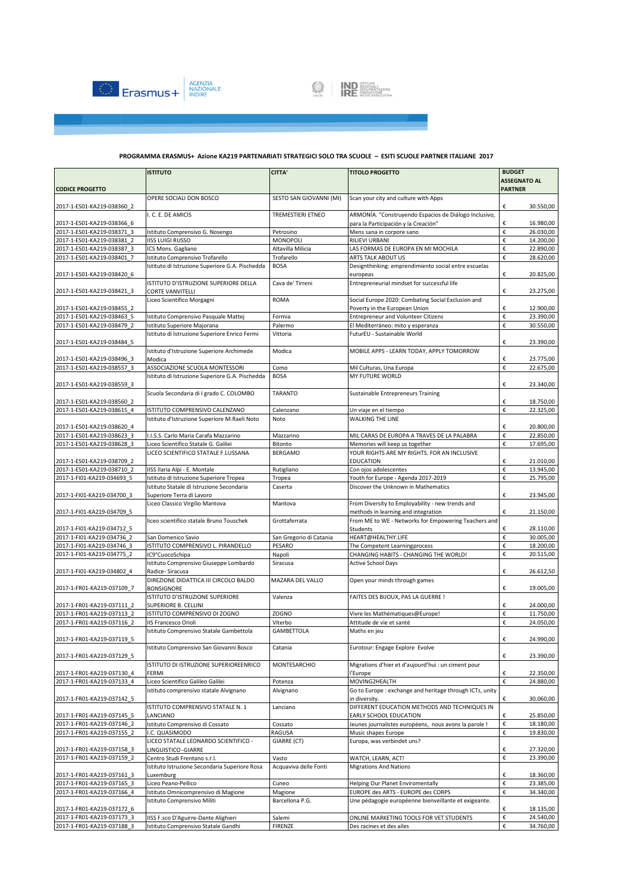**PROGRAMMA ERASMUS+ Azione KA219 PARTENARIATI STRATEGICI SOLO TRA SCUOLE – ESITI SCUOLE PARTNER ITALIANE 2017**

| CODICE PROGETTO | ISTITUTO | CITTA' | TITOLO PROGETTO | BUDGET ASSEGNATO AL PARTNER |
|---|---|---|---|---|
| 2017-1-ES01-KA219-038360_2 | OPERE SOCIALI DON BOSCO | SESTO SAN GIOVANNI (MI) | Scan your city and culture with Apps | € 30.550,00 |
| 2017-1-ES01-KA219-038366_6 | I. C. E. DE AMICIS | TREMESTIERI ETNEO | ARMONÍA. "Construyendo Espacios de Diálogo Inclusivo, para la Participación y la Creación" | € 16.980,00 |
| 2017-1-ES01-KA219-038371_3 | Istituto Comprensivo G. Nosengo | Petrosino | Mens sana in corpore sano | € 26.030,00 |
| 2017-1-ES01-KA219-038381_2 | IISS LUIGI RUSSO | MONOPOLI | RILIEVI URBANI | € 14.200,00 |
| 2017-1-ES01-KA219-038387_3 | ICS Mons. Gagliano | Altavilla Milicia | LAS FORMAS DE EUROPA EN MI MOCHILA | € 22.890,00 |
| 2017-1-ES01-KA219-038401_7 | Istituto Comprensivo Trofarello | Trofarello | ARTS TALK ABOUT US | € 28.620,00 |
| 2017-1-ES01-KA219-038420_6 | Istituto di Istruzione Superiore G.A. Pischedda | BOSA | Designthinking: emprendimiento social entre escuelas europeas | € 20.825,00 |
| 2017-1-ES01-KA219-038421_3 | ISTITUTO D'ISTRUZIONE SUPERIORE DELLA CORTE VANVITELLI | Cava de' Tirreni | Entrepreneurial mindset for successful life | € 23.275,00 |
| 2017-1-ES01-KA219-038455_2 | Liceo Scientifico Morgagni | ROMA | Social Europe 2020: Combating Social Exclusion and Poverty in the European Union | € 12.900,00 |
| 2017-1-ES01-KA219-038463_5 | Istituto Comprensivo Pasquale Mattej | Formia | Entrepreneur and Volunteer Citizens | € 23.390,00 |
| 2017-1-ES01-KA219-038479_2 | Istituto Superiore Majorana | Palermo | El Mediterráneo: mito y esperanza | € 30.550,00 |
| 2017-1-ES01-KA219-038484_5 | Istituto di Istruzione Superiore Enrico Fermi | Vittoria | FuturEU - Sustainable World | € 23.390,00 |
| 2017-1-ES01-KA219-038496_3 | Istituto d'Istruzione Superiore Archimede Modica | Modica | MOBILE APPS - LEARN TODAY, APPLY TOMORROW | € 23.775,00 |
| 2017-1-ES01-KA219-038557_3 | ASSOCIAZIONE SCUOLA MONTESSORI | Como | Mil Culturas, Una Europa | € 22.675,00 |
| 2017-1-ES01-KA219-038559_3 | Istituto di Istruzione Superiore G.A. Pischedda | BOSA | MY FUTURE WORLD | € 23.340,00 |
| 2017-1-ES01-KA219-038560_2 | Scuola Secondaria di I grado C. COLOMBO | TARANTO | Sustainable Entrepreneurs Training | € 18.750,00 |
| 2017-1-ES01-KA219-038615_4 | ISTITUTO COMPRENSIVO CALENZANO | Calenzano | Un viaje en el tiempo | € 22.325,00 |
| 2017-1-ES01-KA219-038620_4 | Istituto d'Istruzione Superiore M.Raeli Noto | Noto | WALKING THE LINE | € 20.800,00 |
| 2017-1-ES01-KA219-038623_3 | I.I.S.S. Carlo Maria Carafa Mazzarino | Mazzarino | MIL CARAS DE EUROPA A TRAVES DE LA PALABRA | € 22.850,00 |
| 2017-1-ES01-KA219-038628_3 | Liceo Scientifico Statale G. Galilei | Bitonto | Memories will keep us together | € 17.695,00 |
| 2017-1-ES01-KA219-038709_2 | LICEO SCIENTIFICO STATALE F.LUSSANA | BERGAMO | YOUR RIGHTS ARE MY RIGHTS. FOR AN INCLUSIVE EDUCATION | € 21.010,00 |
| 2017-1-ES01-KA219-038710_2 | IISS Ilaria Alpi - E. Montale | Rutigliano | Con ojos adolescentes | € 13.945,00 |
| 2017-1-FI01-KA219-034693_5 | Istituto di Istruzione Superiore Tropea | Tropea | Youth for Europe - Agenda 2017-2019 | € 25.795,00 |
| 2017-1-FI01-KA219-034700_3 | Istituto Statale di Istruzione Secondaria Superiore Terra di Lavoro | Caserta | Discover the Unknown in Mathematics | € 23.945,00 |
| 2017-1-FI01-KA219-034709_5 | Liceo Classico Virgilio Mantova | Mantova | From Diversity to Employability - new trends and methods in learning and integration | € 21.150,00 |
| 2017-1-FI01-KA219-034712_5 | liceo scientifico statale Bruno Touschek | Grottaferrata | From ME to WE - Networks for Empowering Teachers and Students | € 28.110,00 |
| 2017-1-FI01-KA219-034736_2 | San Domenico Savio | San Gregorio di Catania | HEART@HEALTHY.LIFE | € 30.005,00 |
| 2017-1-FI01-KA219-034746_3 | ISTITUTO COMPRENSIVO L. PIRANDELLO | PESARO | The Competent Learningprocess | € 18.200,00 |
| 2017-1-FI01-KA219-034775_2 | IC9°CuocoSchipa | Napoli | CHANGING HABITS - CHANGING THE WORLD! | € 20.515,00 |
| 2017-1-FI01-KA219-034802_4 | Istituto Comprensivo Giuseppe Lombardo Radice- Siracusa | Siracusa | Active School Days | € 26.612,50 |
| 2017-1-FR01-KA219-037109_7 | DIREZIONE DIDATTICA III CIRCOLO BALDO BONSIGNORE | MAZARA DEL VALLO | Open your minds through games | € 19.005,00 |
| 2017-1-FR01-KA219-037111_2 | ISTITUTO D'ISTRUZIONE SUPERIORE SUPERIORE B. CELLINI | Valenza | FAITES DES BIJOUX, PAS LA GUERRE ! | € 24.000,00 |
| 2017-1-FR01-KA219-037113_2 | ISTITUTO COMPRENSIVO DI ZOGNO | ZOGNO | Vivre les Mathématiques@Europe! | € 11.750,00 |
| 2017-1-FR01-KA219-037116_2 | IIS Francesco Orioli | Viterbo | Attitude de vie et santé | € 24.050,00 |
| 2017-1-FR01-KA219-037119_5 | Istituto Comprensivo Statale Gambettola | GAMBETTOLA | Maths en jeu | € 24.990,00 |
| 2017-1-FR01-KA219-037129_5 | Istituto Comprensivo San Giovanni Bosco | Catania | Eurotour: Engage Explore Evolve | € 23.390,00 |
| 2017-1-FR01-KA219-037130_4 | ISTITUTO DI ISTRUZIONE SUPERIOREENRICO FERMI | MONTESARCHIO | Migrations d'hier et d'aujourd'hui : un ciment pour l'Europe | € 22.350,00 |
| 2017-1-FR01-KA219-037133_4 | Liceo Scientifico Galileo Galilei | Potenza | MOVING2HEALTH | € 24.880,00 |
| 2017-1-FR01-KA219-037142_5 | istituto comprensivo statale Alvignano | Alvignano | Go to Europe : exchange and heritage through ICTs, unity in diversity. | € 30.060,00 |
| 2017-1-FR01-KA219-037145_5 | ISTITUTO COMPRENSIVO STATALE N. 1 LANCIANO | Lanciano | DIFFERENT EDUCATION METHODS AND TECHNIQUES IN EARLY SCHOOL EDUCATION | € 25.850,00 |
| 2017-1-FR01-KA219-037146_2 | Istituto Comprensivo di Cossato | Cossato | Jeunes journalistes européens, nous avons la parole ! | € 18.180,00 |
| 2017-1-FR01-KA219-037155_2 | I.C. QUASIMODO | RAGUSA | Music shapes Europe | € 19.830,00 |
| 2017-1-FR01-KA219-037158_3 | LICEO STATALE LEONARDO SCIENTIFICO - LINGUISTICO -GIARRE | GIARRE (CT) | Europa, was verbindet uns? | € 27.320,00 |
| 2017-1-FR01-KA219-037159_2 | Centro Studi Frentano s.r.l. | Vasto | WATCH, LEARN, ACT! | € 23.390,00 |
| 2017-1-FR01-KA219-037161_3 | Istituto Istruzione Secondaria Superiore Rosa Luxemburg | Acquaviva delle Fonti | Migrations And Nations | € 18.360,00 |
| 2017-1-FR01-KA219-037165_3 | Liceo Peano-Pellico | Cuneo | Helping Our Planet Enviromentally | € 23.385,00 |
| 2017-1-FR01-KA219-037166_4 | Istituto Omnicomprensivo di Magione | Magione | EUROPE des ARTS - EUROPE des CORPS | € 34.340,00 |
| 2017-1-FR01-KA219-037172_6 | Istituto Comprensivo Militi | Barcellona P.G. | Une pédagogie européenne bienveillante et exigeante. | € 18.135,00 |
| 2017-1-FR01-KA219-037173_3 | IISS F.sco D'Aguirre-Dante Alighieri | Salemi | ONLINE MARKETING TOOLS FOR VET STUDENTS | € 24.540,00 |
| 2017-1-FR01-KA219-037188_3 | Istituto Comprensivo Statale Gandhi | FIRENZE | Des racines et des ailes | € 34.760,00 |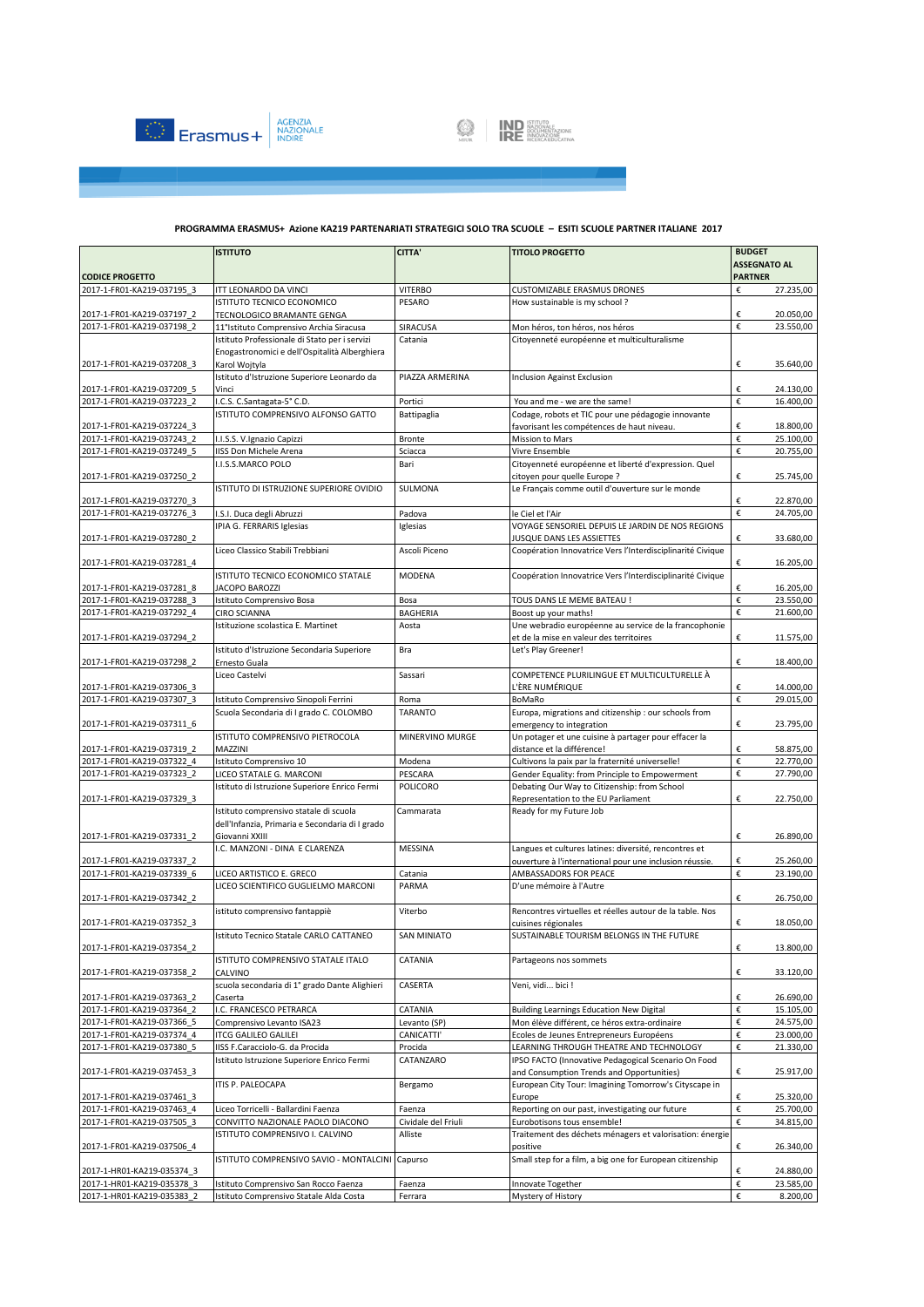**PROGRAMMA ERASMUS+ Azione KA219 PARTENARIATI STRATEGICI SOLO TRA SCUOLE – ESITI SCUOLE PARTNER ITALIANE 2017**

| CODICE PROGETTO | ISTITUTO | CITTA' | TITOLO PROGETTO | BUDGET ASSEGNATO AL PARTNER |
|---|---|---|---|---|
| 2017-1-FR01-KA219-037195_3 | ITT LEONARDO DA VINCI | VITERBO | CUSTOMIZABLE ERASMUS DRONES | € 27.235,00 |
| 2017-1-FR01-KA219-037197_2 | ISTITUTO TECNICO ECONOMICO TECNOLOGICO BRAMANTE GENGA | PESARO | How sustainable is my school ? | € 20.050,00 |
| 2017-1-FR01-KA219-037198_2 | 11°Istituto Comprensivo Archia Siracusa | SIRACUSA | Mon héros, ton héros, nos héros | € 23.550,00 |
| 2017-1-FR01-KA219-037208_3 | Istituto Professionale di Stato per i servizi Enogastronomici e dell'Ospitalità Alberghiera Karol Wojtyla | Catania | Citoyenneté européenne et multiculturalisme | € 35.640,00 |
| 2017-1-FR01-KA219-037209_5 | Istituto d'Istruzione Superiore Leonardo da Vinci | PIAZZA ARMERINA | Inclusion Against Exclusion | € 24.130,00 |
| 2017-1-FR01-KA219-037223_2 | I.C.S. C.Santagata-5° C.D. | Portici | You and me - we are the same! | € 16.400,00 |
| 2017-1-FR01-KA219-037224_3 | ISTITUTO COMPRENSIVO ALFONSO GATTO | Battipaglia | Codage, robots et TIC pour une pédagogie innovante favorisant les compétences de haut niveau. | € 18.800,00 |
| 2017-1-FR01-KA219-037243_2 | I.I.S.S. V.Ignazio Capizzi | Bronte | Mission to Mars | € 25.100,00 |
| 2017-1-FR01-KA219-037249_5 | IISS Don Michele Arena | Sciacca | Vivre Ensemble | € 20.755,00 |
| 2017-1-FR01-KA219-037250_2 | I.I.S.S.MARCO POLO | Bari | Citoyenneté européenne et liberté d'expression. Quel citoyen pour quelle Europe ? | € 25.745,00 |
| 2017-1-FR01-KA219-037270_3 | ISTITUTO DI ISTRUZIONE SUPERIORE OVIDIO | SULMONA | Le Français comme outil d'ouverture sur le monde | € 22.870,00 |
| 2017-1-FR01-KA219-037276_3 | I.S.I. Duca degli Abruzzi | Padova | le Ciel et l'Air | € 24.705,00 |
| 2017-1-FR01-KA219-037280_2 | IPIA G. FERRARIS Iglesias | Iglesias | VOYAGE SENSORIEL DEPUIS LE JARDIN DE NOS REGIONS JUSQUE DANS LES ASSIETTES | € 33.680,00 |
| 2017-1-FR01-KA219-037281_4 | Liceo Classico Stabili Trebbiani | Ascoli Piceno | Coopération Innovatrice Vers l'Interdisciplinarité Civique | € 16.205,00 |
| 2017-1-FR01-KA219-037281_8 | ISTITUTO TECNICO ECONOMICO STATALE JACOPO BAROZZI | MODENA | Coopération Innovatrice Vers l'Interdisciplinarité Civique | € 16.205,00 |
| 2017-1-FR01-KA219-037288_3 | Istituto Comprensivo Bosa | Bosa | TOUS DANS LE MEME BATEAU ! | € 23.550,00 |
| 2017-1-FR01-KA219-037292_4 | CIRO SCIANNA | BAGHERIA | Boost up your maths! | € 21.600,00 |
| 2017-1-FR01-KA219-037294_2 | Istituzione scolastica E. Martinet | Aosta | Une webradio européenne au service de la francophonie et de la mise en valeur des territoires | € 11.575,00 |
| 2017-1-FR01-KA219-037298_2 | Istituto d'Istruzione Secondaria Superiore Ernesto Guala | Bra | Let's Play Greener! | € 18.400,00 |
| 2017-1-FR01-KA219-037306_3 | Liceo Castelvi | Sassari | COMPETENCE PLURILINGUE ET MULTICULTURELLE À L'ÈRE NUMÉRIQUE | € 14.000,00 |
| 2017-1-FR01-KA219-037307_3 | Istituto Comprensivo Sinopoli Ferrini | Roma | BoMaRo | € 29.015,00 |
| 2017-1-FR01-KA219-037311_6 | Scuola Secondaria di I grado C. COLOMBO | TARANTO | Europa, migrations and citizenship : our schools from emergency to integration | € 23.795,00 |
| 2017-1-FR01-KA219-037319_2 | ISTITUTO COMPRENSIVO PIETROCOLA MAZZINI | MINERVINO MURGE | Un potager et une cuisine à partager pour effacer la distance et la différence! | € 58.875,00 |
| 2017-1-FR01-KA219-037322_4 | Istituto Comprensivo 10 | Modena | Cultivons la paix par la fraternité universelle! | € 22.770,00 |
| 2017-1-FR01-KA219-037323_2 | LICEO STATALE G. MARCONI | PESCARA | Gender Equality: from Principle to Empowerment | € 27.790,00 |
| 2017-1-FR01-KA219-037329_3 | Istituto di Istruzione Superiore Enrico Fermi | POLICORO | Debating Our Way to Citizenship: from School Representation to the EU Parliament | € 22.750,00 |
| 2017-1-FR01-KA219-037331_2 | Istituto comprensivo statale di scuola dell'Infanzia, Primaria e Secondaria di I grado Giovanni XXIII | Cammarata | Ready for my Future Job | € 26.890,00 |
| 2017-1-FR01-KA219-037337_2 | I.C. MANZONI - DINA E CLARENZA | MESSINA | Langues et cultures latines: diversité, rencontres et ouverture à l'international pour une inclusion réussie. | € 25.260,00 |
| 2017-1-FR01-KA219-037339_6 | LICEO ARTISTICO E. GRECO | Catania | AMBASSADORS FOR PEACE | € 23.190,00 |
| 2017-1-FR01-KA219-037342_2 | LICEO SCIENTIFICO GUGLIELMO MARCONI | PARMA | D'une mémoire à l'Autre | € 26.750,00 |
| 2017-1-FR01-KA219-037352_3 | istituto comprensivo fantappiè | Viterbo | Rencontres virtuelles et réelles autour de la table. Nos cuisines régionales | € 18.050,00 |
| 2017-1-FR01-KA219-037354_2 | Istituto Tecnico Statale CARLO CATTANEO | SAN MINIATO | SUSTAINABLE TOURISM BELONGS IN THE FUTURE | € 13.800,00 |
| 2017-1-FR01-KA219-037358_2 | ISTITUTO COMPRENSIVO STATALE ITALO CALVINO | CATANIA | Partageons nos sommets | € 33.120,00 |
| 2017-1-FR01-KA219-037363_2 | scuola secondaria di 1° grado Dante Alighieri Caserta | CASERTA | Veni, vidi... bici ! | € 26.690,00 |
| 2017-1-FR01-KA219-037364_2 | I.C. FRANCESCO PETRARCA | CATANIA | Building Learnings Education New Digital | € 15.105,00 |
| 2017-1-FR01-KA219-037366_5 | Comprensivo Levanto ISA23 | Levanto (SP) | Mon élève différent, ce héros extra-ordinaire | € 24.575,00 |
| 2017-1-FR01-KA219-037374_4 | ITCG GALILEO GALILEI | CANICATTI' | Ecoles de Jeunes Entrepreneurs Européens | € 23.000,00 |
| 2017-1-FR01-KA219-037380_5 | IISS F.Caracciolo-G. da Procida | Procida | LEARNING THROUGH THEATRE AND TECHNOLOGY | € 21.330,00 |
| 2017-1-FR01-KA219-037453_3 | Istituto Istruzione Superiore Enrico Fermi | CATANZARO | IPSO FACTO (Innovative Pedagogical Scenario On Food and Consumption Trends and Opportunities) | € 25.917,00 |
| 2017-1-FR01-KA219-037461_3 | ITIS P. PALEOCAPA | Bergamo | European City Tour: Imagining Tomorrow's Cityscape in Europe | € 25.320,00 |
| 2017-1-FR01-KA219-037463_4 | Liceo Torricelli - Ballardini Faenza | Faenza | Reporting on our past, investigating our future | € 25.700,00 |
| 2017-1-FR01-KA219-037505_3 | CONVITTO NAZIONALE PAOLO DIACONO | Cividale del Friuli | Eurobotisons tous ensemble! | € 34.815,00 |
| 2017-1-FR01-KA219-037506_4 | ISTITUTO COMPRENSIVO I. CALVINO | Alliste | Traitement des déchets ménagers et valorisation: énergie positive | € 26.340,00 |
| 2017-1-HR01-KA219-035374_3 | ISTITUTO COMPRENSIVO SAVIO - MONTALCINI | Capurso | Small step for a film, a big one for European citizenship | € 24.880,00 |
| 2017-1-HR01-KA219-035378_3 | Istituto Comprensivo San Rocco Faenza | Faenza | Innovate Together | € 23.585,00 |
| 2017-1-HR01-KA219-035383_2 | Istituto Comprensivo Statale Alda Costa | Ferrara | Mystery of History | € 8.200,00 |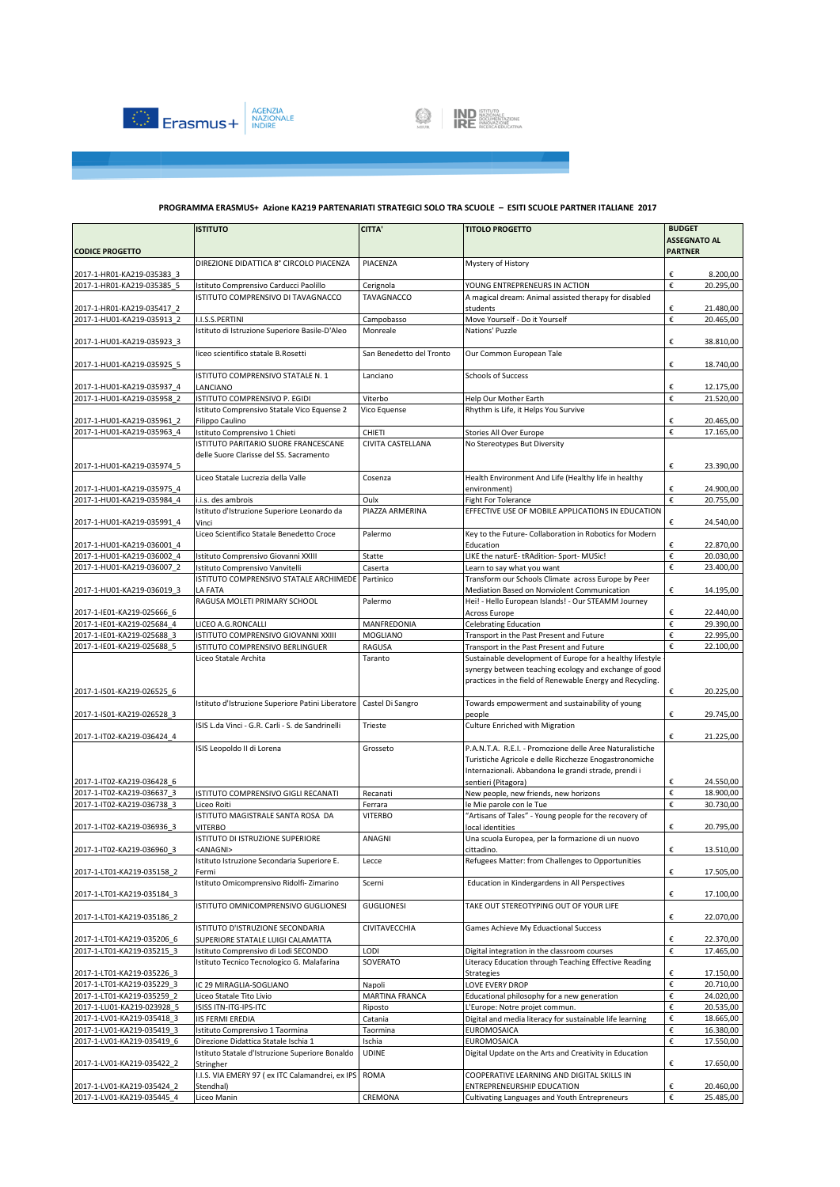**PROGRAMMA ERASMUS+ Azione KA219 PARTENARIATI STRATEGICI SOLO TRA SCUOLE – ESITI SCUOLE PARTNER ITALIANE 2017**

| CODICE PROGETTO | ISTITUTO | CITTA' | TITOLO PROGETTO | BUDGET ASSEGNATO AL PARTNER |
|---|---|---|---|---|
| 2017-1-HR01-KA219-035383_3 | DIREZIONE DIDATTICA 8° CIRCOLO PIACENZA | PIACENZA | Mystery of History | € 8.200,00 |
| 2017-1-HR01-KA219-035385_5 | Istituto Comprensivo Carducci Paolillo | Cerignola | YOUNG ENTREPRENEURS IN ACTION | € 20.295,00 |
| 2017-1-HR01-KA219-035417_2 | ISTITUTO COMPRENSIVO DI TAVAGNACCO | TAVAGNACCO | A magical dream: Animal assisted therapy for disabled students | € 21.480,00 |
| 2017-1-HU01-KA219-035913_2 | I.I.S.S.PERTINI | Campobasso | Move Yourself - Do it Yourself | € 20.465,00 |
| 2017-1-HU01-KA219-035923_3 | Istituto di Istruzione Superiore Basile-D'Aleo | Monreale | Nations' Puzzle | € 38.810,00 |
| 2017-1-HU01-KA219-035925_5 | liceo scientifico statale B.Rosetti | San Benedetto del Tronto | Our Common European Tale | € 18.740,00 |
| 2017-1-HU01-KA219-035937_4 | ISTITUTO COMPRENSIVO STATALE N. 1 LANCIANO | Lanciano | Schools of Success | € 12.175,00 |
| 2017-1-HU01-KA219-035958_2 | ISTITUTO COMPRENSIVO P. EGIDI | Viterbo | Help Our Mother Earth | € 21.520,00 |
| 2017-1-HU01-KA219-035961_2 | Istituto Comprensivo Statale Vico Equense 2 Filippo Caulino | Vico Equense | Rhythm is Life, it Helps You Survive | € 20.465,00 |
| 2017-1-HU01-KA219-035963_4 | Istituto Comprensivo 1 Chieti | CHIETI | Stories All Over Europe | € 17.165,00 |
| 2017-1-HU01-KA219-035974_5 | ISTITUTO PARITARIO SUORE FRANCESCANE delle Suore Clarisse del SS. Sacramento | CIVITA CASTELLANA | No Stereotypes But Diversity | € 23.390,00 |
| 2017-1-HU01-KA219-035975_4 | Liceo Statale Lucrezia della Valle | Cosenza | Health Environment And Life (Healthy life in healthy environment) | € 24.900,00 |
| 2017-1-HU01-KA219-035984_4 | i.i.s. des ambrois | Oulx | Fight For Tolerance | € 20.755,00 |
| 2017-1-HU01-KA219-035991_4 | Istituto d'Istruzione Superiore Leonardo da Vinci | PIAZZA ARMERINA | EFFECTIVE USE OF MOBILE APPLICATIONS IN EDUCATION | € 24.540,00 |
| 2017-1-HU01-KA219-036001_4 | Liceo Scientifico Statale Benedetto Croce | Palermo | Key to the Future- Collaboration in Robotics for Modern Education | € 22.870,00 |
| 2017-1-HU01-KA219-036002_4 | Istituto Comprensivo Giovanni XXIII | Statte | LIKE the naturE- tRAdition- Sport- MUSic! | € 20.030,00 |
| 2017-1-HU01-KA219-036007_2 | Istituto Comprensivo Vanvitelli | Caserta | Learn to say what you want | € 23.400,00 |
| 2017-1-HU01-KA219-036019_3 | ISTITUTO COMPRENSIVO STATALE ARCHIMEDE LA FATA | Partinico | Transform our Schools Climate across Europe by Peer Mediation Based on Nonviolent Communication | € 14.195,00 |
| 2017-1-IE01-KA219-025666_6 | RAGUSA MOLETI PRIMARY SCHOOL | Palermo | Hei! - Hello European Islands! - Our STEAMM Journey Across Europe | € 22.440,00 |
| 2017-1-IE01-KA219-025684_4 | LICEO A.G.RONCALLI | MANFREDONIA | Celebrating Education | € 29.390,00 |
| 2017-1-IE01-KA219-025688_3 | ISTITUTO COMPRENSIVO GIOVANNI XXIII | MOGLIANO | Transport in the Past Present and Future | € 22.995,00 |
| 2017-1-IE01-KA219-025688_5 | ISTITUTO COMPRENSIVO BERLINGUER | RAGUSA | Transport in the Past Present and Future | € 22.100,00 |
| 2017-1-IS01-KA219-026525_6 | Liceo Statale Archita | Taranto | Sustainable development of Europe for a healthy lifestyle - synergy between teaching ecology and exchange of good practices in the field of Renewable Energy and Recycling. | € 20.225,00 |
| 2017-1-IS01-KA219-026528_3 | Istituto d'Istruzione Superiore Patini Liberatore | Castel Di Sangro | Towards empowerment and sustainability of young people | € 29.745,00 |
| 2017-1-IT02-KA219-036424_4 | ISIS L.da Vinci - G.R. Carli - S. de Sandrinelli | Trieste | Culture Enriched with Migration | € 21.225,00 |
| 2017-1-IT02-KA219-036428_6 | ISIS Leopoldo II di Lorena | Grosseto | P.A.N.T.A. R.E.I. - Promozione delle Aree Naturalistiche Turistiche Agricole e delle Ricchezze Enogastronomiche Internazionali. Abbandona le grandi strade, prendi i sentieri (Pitagora) | € 24.550,00 |
| 2017-1-IT02-KA219-036637_3 | ISTITUTO COMPRENSIVO GIGLI RECANATI | Recanati | New people, new friends, new horizons | € 18.900,00 |
| 2017-1-IT02-KA219-036738_3 | Liceo Roiti | Ferrara | le Mie parole con le Tue | € 30.730,00 |
| 2017-1-IT02-KA219-036936_3 | ISTITUTO MAGISTRALE SANTA ROSA DA VITERBO | VITERBO | "Artisans of Tales" - Young people for the recovery of local identities | € 20.795,00 |
| 2017-1-IT02-KA219-036960_3 | ISTITUTO DI ISTRUZIONE SUPERIORE <ANAGNI> | ANAGNI | Una scuola Europea, per la formazione di un nuovo cittadino. | € 13.510,00 |
| 2017-1-LT01-KA219-035158_2 | Istituto Istruzione Secondaria Superiore E. Fermi | Lecce | Refugees Matter: from Challenges to Opportunities | € 17.505,00 |
| 2017-1-LT01-KA219-035184_3 | Istituto Omicomprensivo Ridolfi- Zimarino | Scerni | Education in Kindergardens in All Perspectives | € 17.100,00 |
| 2017-1-LT01-KA219-035186_2 | ISTITUTO OMNICOMPRENSIVO GUGLIONESI | GUGLIONESI | TAKE OUT STEREOTYPING OUT OF YOUR LIFE | € 22.070,00 |
| 2017-1-LT01-KA219-035206_6 | ISTITUTO D'ISTRUZIONE SECONDARIA SUPERIORE STATALE LUIGI CALAMATTA | CIVITAVECCHIA | Games Achieve My Eductional Success | € 22.370,00 |
| 2017-1-LT01-KA219-035215_3 | Istituto Comprensivo di Lodi SECONDO | LODI | Digital integration in the classroom courses | € 17.465,00 |
| 2017-1-LT01-KA219-035226_3 | Istituto Tecnico Tecnologico G. Malafarina | SOVERATO | Literacy Education through Teaching Effective Reading Strategies | € 17.150,00 |
| 2017-1-LT01-KA219-035229_3 | IC 29 MIRAGLIA-SOGLIANO | Napoli | LOVE EVERY DROP | € 20.710,00 |
| 2017-1-LT01-KA219-035259_2 | Liceo Statale Tito Livio | MARTINA FRANCA | Educational philosophy for a new generation | € 24.020,00 |
| 2017-1-LU01-KA219-023928_5 | ISISS ITN-ITG-IPS-ITC | Riposto | L'Europe: Notre projet commun. | € 20.535,00 |
| 2017-1-LV01-KA219-035418_3 | IIS FERMI EREDIA | Catania | Digital and media literacy for sustainable life learning | € 18.665,00 |
| 2017-1-LV01-KA219-035419_3 | Istituto Comprensivo 1 Taormina | Taormina | EUROMOSAICA | € 16.380,00 |
| 2017-1-LV01-KA219-035419_6 | Direzione Didattica Statale Ischia 1 | Ischia | EUROMOSAICA | € 17.550,00 |
| 2017-1-LV01-KA219-035422_2 | Istituto Statale d'Istruzione Superiore Bonaldo Stringher | UDINE | Digital Update on the Arts and Creativity in Education | € 17.650,00 |
| 2017-1-LV01-KA219-035424_2 | I.I.S. VIA EMERY 97 ( ex ITC Calamandrei, ex IPS Stendhal) | ROMA | COOPERATIVE LEARNING AND DIGITAL SKILLS IN ENTREPRENEURSHIP EDUCATION | € 20.460,00 |
| 2017-1-LV01-KA219-035445_4 | Liceo Manin | CREMONA | Cultivating Languages and Youth Entrepreneurs | € 25.485,00 |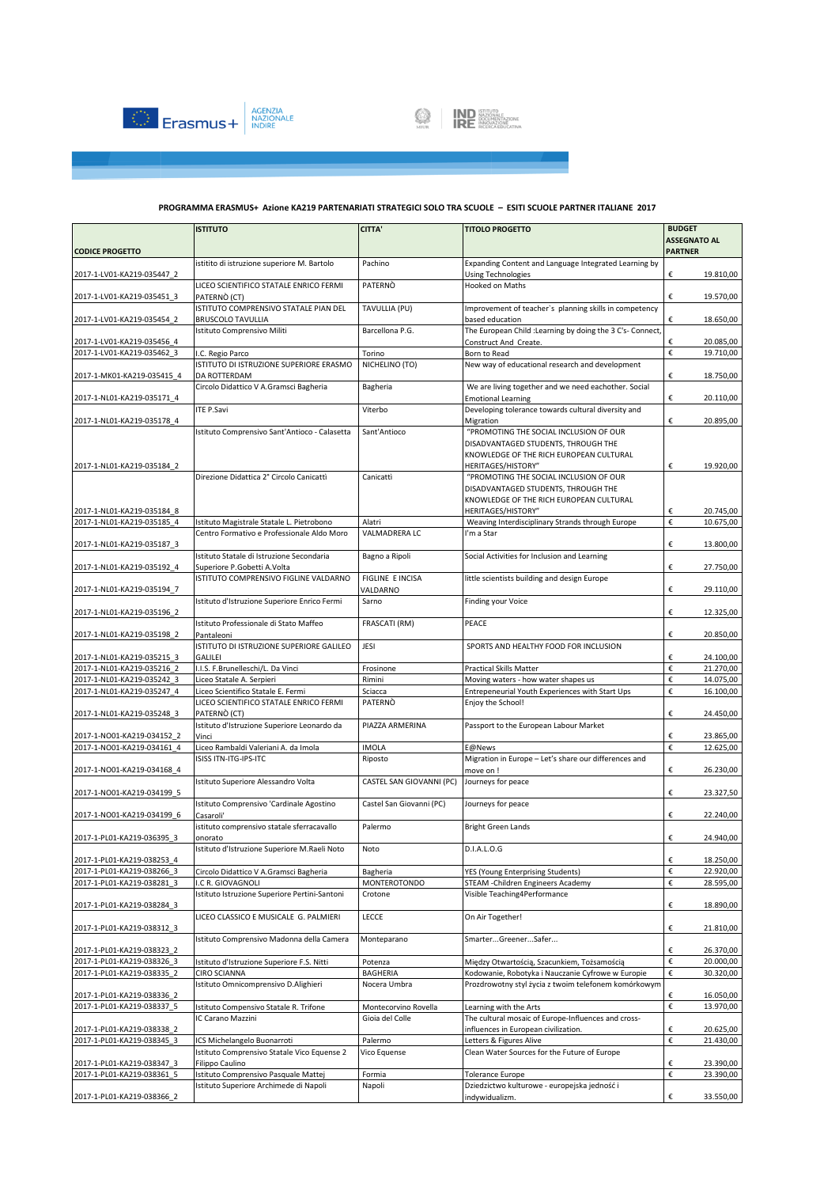**PROGRAMMA ERASMUS+ Azione KA219 PARTENARIATI STRATEGICI SOLO TRA SCUOLE – ESITI SCUOLE PARTNER ITALIANE 2017**

| CODICE PROGETTO | ISTITUTO | CITTA' | TITOLO PROGETTO | BUDGET ASSEGNATO AL PARTNER |
|---|---|---|---|---|
| 2017-1-LV01-KA219-035447_2 | istitito di istruzione superiore M. Bartolo | Pachino | Expanding Content and Language Integrated Learning by Using Technologies | € 19.810,00 |
| 2017-1-LV01-KA219-035451_3 | LICEO SCIENTIFICO STATALE ENRICO FERMI PATERNÒ (CT) | PATERNÒ | Hooked on Maths | € 19.570,00 |
| 2017-1-LV01-KA219-035454_2 | ISTITUTO COMPRENSIVO STATALE PIAN DEL BRUSCOLO TAVULLIA | TAVULLIA (PU) | Improvement of teacher`s planning skills in competency based education | € 18.650,00 |
| 2017-1-LV01-KA219-035456_4 | Istituto Comprensivo Militi | Barcellona P.G. | The European Child :Learning by doing the 3 C's- Connect, Construct And Create. | € 20.085,00 |
| 2017-1-LV01-KA219-035462_3 | I.C. Regio Parco | Torino | Born to Read | € 19.710,00 |
| 2017-1-MK01-KA219-035415_4 | ISTITUTO DI ISTRUZIONE SUPERIORE ERASMO DA ROTTERDAM | NICHELINO (TO) | New way of educational research and development | € 18.750,00 |
| 2017-1-NL01-KA219-035171_4 | Circolo Didattico V A.Gramsci Bagheria | Bagheria | We are living together and we need eachother. Social Emotional Learning | € 20.110,00 |
| 2017-1-NL01-KA219-035178_4 | ITE P.Savi | Viterbo | Developing tolerance towards cultural diversity and Migration | € 20.895,00 |
| 2017-1-NL01-KA219-035184_2 | Istituto Comprensivo Sant'Antioco - Calasetta | Sant'Antioco | "PROMOTING THE SOCIAL INCLUSION OF OUR DISADVANTAGED STUDENTS, THROUGH THE KNOWLEDGE OF THE RICH EUROPEAN CULTURAL HERITAGES/HISTORY" | € 19.920,00 |
| 2017-1-NL01-KA219-035184_8 | Direzione Didattica 2° Circolo Canicattì | Canicattì | "PROMOTING THE SOCIAL INCLUSION OF OUR DISADVANTAGED STUDENTS, THROUGH THE KNOWLEDGE OF THE RICH EUROPEAN CULTURAL HERITAGES/HISTORY" | € 20.745,00 |
| 2017-1-NL01-KA219-035185_4 | Istituto Magistrale Statale L. Pietrobono | Alatri | Weaving Interdisciplinary Strands through Europe | € 10.675,00 |
| 2017-1-NL01-KA219-035187_3 | Centro Formativo e Professionale Aldo Moro | VALMADRERA LC | I'm a Star | € 13.800,00 |
| 2017-1-NL01-KA219-035192_4 | Istituto Statale di Istruzione Secondaria Superiore P.Gobetti A.Volta | Bagno a Ripoli | Social Activities for Inclusion and Learning | € 27.750,00 |
| 2017-1-NL01-KA219-035194_7 | ISTITUTO COMPRENSIVO FIGLINE VALDARNO | FIGLINE E INCISA VALDARNO | little scientists building and design Europe | € 29.110,00 |
| 2017-1-NL01-KA219-035196_2 | Istituto d'Istruzione Superiore Enrico Fermi | Sarno | Finding your Voice | € 12.325,00 |
| 2017-1-NL01-KA219-035198_2 | Istituto Professionale di Stato Maffeo Pantaleoni | FRASCATI (RM) | PEACE | € 20.850,00 |
| 2017-1-NL01-KA219-035215_3 | ISTITUTO DI ISTRUZIONE SUPERIORE GALILEO GALILEI | JESI | SPORTS AND HEALTHY FOOD FOR INCLUSION | € 24.100,00 |
| 2017-1-NL01-KA219-035216_2 | I.I.S. F.Brunelleschi/L. Da Vinci | Frosinone | Practical Skills Matter | € 21.270,00 |
| 2017-1-NL01-KA219-035242_3 | Liceo Statale A. Serpieri | Rimini | Moving waters - how water shapes us | € 14.075,00 |
| 2017-1-NL01-KA219-035247_4 | Liceo Scientifico Statale E. Fermi | Sciacca | Entrepeneurial Youth Experiences with Start Ups | € 16.100,00 |
| 2017-1-NL01-KA219-035248_3 | LICEO SCIENTIFICO STATALE ENRICO FERMI PATERNÒ (CT) | PATERNÒ | Enjoy the School! | € 24.450,00 |
| 2017-1-NO01-KA219-034152_2 | Istituto d'Istruzione Superiore Leonardo da Vinci | PIAZZA ARMERINA | Passport to the European Labour Market | € 23.865,00 |
| 2017-1-NO01-KA219-034161_4 | Liceo Rambaldi Valeriani A. da Imola | IMOLA | E@News | € 12.625,00 |
| 2017-1-NO01-KA219-034168_4 | ISISS ITN-ITG-IPS-ITC | Riposto | Migration in Europe – Let's share our differences and move on ! | € 26.230,00 |
| 2017-1-NO01-KA219-034199_5 | Istituto Superiore Alessandro Volta | CASTEL SAN GIOVANNI (PC) | Journeys for peace | € 23.327,50 |
| 2017-1-NO01-KA219-034199_6 | Istituto Comprensivo 'Cardinale Agostino Casaroli' | Castel San Giovanni (PC) | Journeys for peace | € 22.240,00 |
| 2017-1-PL01-KA219-036395_3 | istituto comprensivo statale sferracavallo onorato | Palermo | Bright Green Lands | € 24.940,00 |
| 2017-1-PL01-KA219-038253_4 | Istituto d'Istruzione Superiore M.Raeli Noto | Noto | D.I.A.L.O.G | € 18.250,00 |
| 2017-1-PL01-KA219-038266_3 | Circolo Didattico V A.Gramsci Bagheria | Bagheria | YES (Young Enterprising Students) | € 22.920,00 |
| 2017-1-PL01-KA219-038281_3 | I.C R. GIOVAGNOLI | MONTEROTONDO | STEAM -Children Engineers Academy | € 28.595,00 |
| 2017-1-PL01-KA219-038284_3 | Istituto Istruzione Superiore Pertini-Santoni | Crotone | Visible Teaching4Performance | € 18.890,00 |
| 2017-1-PL01-KA219-038312_3 | LICEO CLASSICO E MUSICALE G. PALMIERI | LECCE | On Air Together! | € 21.810,00 |
| 2017-1-PL01-KA219-038323_2 | Istituto Comprensivo Madonna della Camera | Monteparano | Smarter...Greener...Safer... | € 26.370,00 |
| 2017-1-PL01-KA219-038326_3 | Istituto d'Istruzione Superiore F.S. Nitti | Potenza | Między Otwartością, Szacunkiem, Tożsamością | € 20.000,00 |
| 2017-1-PL01-KA219-038335_2 | CIRO SCIANNA | BAGHERIA | Kodowanie, Robotyka i Nauczanie Cyfrowe w Europie | € 30.320,00 |
| 2017-1-PL01-KA219-038336_2 | Istituto Omnicomprensivo D.Alighieri | Nocera Umbra | Prozdrowotny styl życia z twoim telefonem komórkowym | € 16.050,00 |
| 2017-1-PL01-KA219-038337_5 | Istituto Compensivo Statale R. Trifone | Montecorvino Rovella | Learning with the Arts | € 13.970,00 |
| 2017-1-PL01-KA219-038338_2 | IC Carano Mazzini | Gioia del Colle | The cultural mosaic of Europe-Influences and cross-influences in European civilization. | € 20.625,00 |
| 2017-1-PL01-KA219-038345_3 | ICS Michelangelo Buonarroti | Palermo | Letters & Figures Alive | € 21.430,00 |
| 2017-1-PL01-KA219-038347_3 | Istituto Comprensivo Statale Vico Equense 2 Filippo Caulino | Vico Equense | Clean Water Sources for the Future of Europe | € 23.390,00 |
| 2017-1-PL01-KA219-038361_5 | Istituto Comprensivo Pasquale Mattej | Formia | Tolerance Europe | € 23.390,00 |
| 2017-1-PL01-KA219-038366_2 | Istituto Superiore Archimede di Napoli | Napoli | Dziedzictwo kulturowe - europejska jedność i indywidualizm. | € 33.550,00 |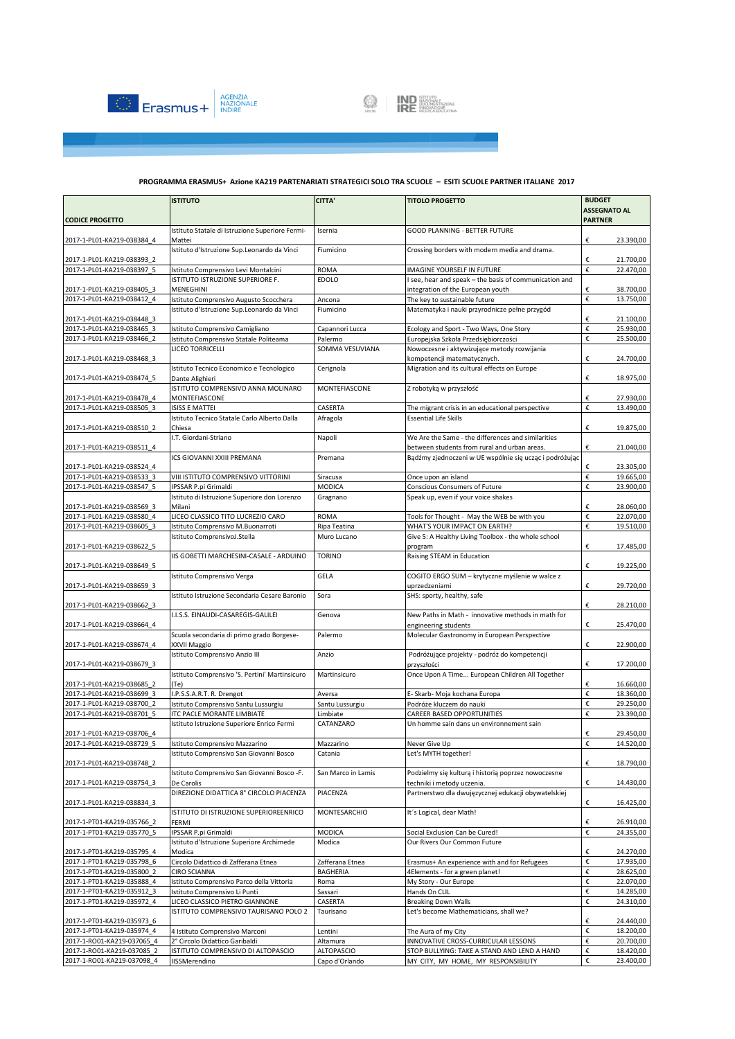**PROGRAMMA ERASMUS+ Azione KA219 PARTENARIATI STRATEGICI SOLO TRA SCUOLE – ESITI SCUOLE PARTNER ITALIANE 2017**

| CODICE PROGETTO | ISTITUTO | CITTA' | TITOLO PROGETTO | BUDGET ASSEGNATO AL PARTNER |
|---|---|---|---|---|
| 2017-1-PL01-KA219-038384_4 | Istituto Statale di Istruzione Superiore Fermi-Mattei | Isernia | GOOD PLANNING - BETTER FUTURE | € 23.390,00 |
| 2017-1-PL01-KA219-038393_2 | Istituto d'Istruzione Sup.Leonardo da Vinci | Fiumicino | Crossing borders with modern media and drama. | € 21.700,00 |
| 2017-1-PL01-KA219-038397_5 | Istituto Comprensivo Levi Montalcini | ROMA | IMAGINE YOURSELF IN FUTURE | € 22.470,00 |
| 2017-1-PL01-KA219-038405_3 | ISTITUTO ISTRUZIONE SUPERIORE F. MENEGHINI | EDOLO | I see, hear and speak – the basis of communication and integration of the European youth | € 38.700,00 |
| 2017-1-PL01-KA219-038412_4 | Istituto Comprensivo Augusto Scocchera | Ancona | The key to sustainable future | € 13.750,00 |
| 2017-1-PL01-KA219-038448_3 | Istituto d'Istruzione Sup.Leonardo da Vinci | Fiumicino | Matematyka i nauki przyrodnicze pełne przygód | € 21.100,00 |
| 2017-1-PL01-KA219-038465_3 | Istituto Comprensivo Camigliano | Capannori Lucca | Ecology and Sport - Two Ways, One Story | € 25.930,00 |
| 2017-1-PL01-KA219-038466_2 | Istituto Comprensivo Statale Politeama | Palermo | Europejska Szkoła Przedsiębiorczości | € 25.500,00 |
| 2017-1-PL01-KA219-038468_3 | LICEO TORRICELLI | SOMMA VESUVIANA | Nowoczesne i aktywizujące metody rozwijania kompetencji matematycznych. | € 24.700,00 |
| 2017-1-PL01-KA219-038474_5 | Istituto Tecnico Economico e Tecnologico Dante Alighieri | Cerignola | Migration and its cultural effects on Europe | € 18.975,00 |
| 2017-1-PL01-KA219-038478_4 | ISTITUTO COMPRENSIVO ANNA MOLINARO MONTEFIASCONE | MONTEFIASCONE | Z robotyką w przyszłość | € 27.930,00 |
| 2017-1-PL01-KA219-038505_3 | ISISS E MATTEI | CASERTA | The migrant crisis in an educational perspective | € 13.490,00 |
| 2017-1-PL01-KA219-038510_2 | Istituto Tecnico Statale Carlo Alberto Dalla Chiesa | Afragola | Essential Life Skills | € 19.875,00 |
| 2017-1-PL01-KA219-038511_4 | I.T. Giordani-Striano | Napoli | We Are the Same - the differences and similarities between students from rural and urban areas. | € 21.040,00 |
| 2017-1-PL01-KA219-038524_4 | ICS GIOVANNI XXIII PREMANA | Premana | Bądźmy zjednoczeni w UE wspólnie się ucząc i podróżując | € 23.305,00 |
| 2017-1-PL01-KA219-038533_3 | VIII ISTITUTO COMPRENSIVO VITTORINI | Siracusa | Once upon an island | € 19.665,00 |
| 2017-1-PL01-KA219-038547_5 | IPSSAR P.pi Grimaldi | MODICA | Conscious Consumers of Future | € 23.900,00 |
| 2017-1-PL01-KA219-038569_3 | Istituto di Istruzione Superiore don Lorenzo Milani | Gragnano | Speak up, even if your voice shakes | € 28.060,00 |
| 2017-1-PL01-KA219-038580_4 | LICEO CLASSICO TITO LUCREZIO CARO | ROMA | Tools for Thought - May the WEB be with you | € 22.070,00 |
| 2017-1-PL01-KA219-038605_3 | Istituto Comprensivo M.Buonarroti | Ripa Teatina | WHAT'S YOUR IMPACT ON EARTH? | € 19.510,00 |
| 2017-1-PL01-KA219-038622_5 | Istituto ComprensivoJ.Stella | Muro Lucano | Give 5: A Healthy Living Toolbox - the whole school program | € 17.485,00 |
| 2017-1-PL01-KA219-038649_5 | IIS GOBETTI MARCHESINI-CASALE - ARDUINO | TORINO | Raising STEAM in Education | € 19.225,00 |
| 2017-1-PL01-KA219-038659_3 | Istituto Comprensivo Verga | GELA | COGITO ERGO SUM – krytyczne myślenie w walce z uprzedzeniami | € 29.720,00 |
| 2017-1-PL01-KA219-038662_3 | Istituto Istruzione Secondaria Cesare Baronio | Sora | SHS: sporty, healthy, safe | € 28.210,00 |
| 2017-1-PL01-KA219-038664_4 | I.I.S.S. EINAUDI-CASAREGIS-GALILEI | Genova | New Paths in Math - innovative methods in math for engineering students | € 25.470,00 |
| 2017-1-PL01-KA219-038674_4 | Scuola secondaria di primo grado Borgese-XXVII Maggio | Palermo | Molecular Gastronomy in European Perspective | € 22.900,00 |
| 2017-1-PL01-KA219-038679_3 | Istituto Comprensivo Anzio III | Anzio | Podróżujące projekty - podróż do kompetencji przyszłości | € 17.200,00 |
| 2017-1-PL01-KA219-038685_2 | Istituto Comprensivo 'S. Pertini' Martinsicuro (Te) | Martinsicuro | Once Upon A Time... European Children All Together | € 16.660,00 |
| 2017-1-PL01-KA219-038699_3 | I.P.S.S.A.R.T. R. Drengot | Aversa | E- Skarb- Moja kochana Europa | € 18.360,00 |
| 2017-1-PL01-KA219-038700_2 | Istituto Comprensivo Santu Lussurgiu | Santu Lussurgiu | Podróże kluczem do nauki | € 29.250,00 |
| 2017-1-PL01-KA219-038701_5 | ITC PACLE MORANTE LIMBIATE | Limbiate | CAREER BASED OPPORTUNITIES | € 23.390,00 |
| 2017-1-PL01-KA219-038706_4 | Istituto Istruzione Superiore Enrico Fermi | CATANZARO | Un homme sain dans un environnement sain | € 29.450,00 |
| 2017-1-PL01-KA219-038729_5 | Istituto Comprensivo Mazzarino | Mazzarino | Never Give Up | € 14.520,00 |
| 2017-1-PL01-KA219-038748_2 | Istituto Comprensivo San Giovanni Bosco | Catania | Let's MYTH together! | € 18.790,00 |
| 2017-1-PL01-KA219-038754_3 | Istituto Comprensivo San Giovanni Bosco -F. De Carolis | San Marco in Lamis | Podzielmy się kulturą i historią poprzez nowoczesne techniki i metody uczenia. | € 14.430,00 |
| 2017-1-PL01-KA219-038834_3 | DIREZIONE DIDATTICA 8° CIRCOLO PIACENZA | PIACENZA | Partnerstwo dla dwujęzycznej edukacji obywatelskiej | € 16.425,00 |
| 2017-1-PT01-KA219-035766_2 | ISTITUTO DI ISTRUZIONE SUPERIOREENRICO FERMI | MONTESARCHIO | It´s Logical, dear Math! | € 26.910,00 |
| 2017-1-PT01-KA219-035770_5 | IPSSAR P.pi Grimaldi | MODICA | Social Exclusion Can be Cured! | € 24.355,00 |
| 2017-1-PT01-KA219-035795_4 | Istituto d'Istruzione Superiore Archimede Modica | Modica | Our Rivers Our Common Future | € 24.270,00 |
| 2017-1-PT01-KA219-035798_6 | Circolo Didattico di Zafferana Etnea | Zafferana Etnea | Erasmus+ An experience with and for Refugees | € 17.935,00 |
| 2017-1-PT01-KA219-035800_2 | CIRO SCIANNA | BAGHERIA | 4Elements - for a green planet! | € 28.625,00 |
| 2017-1-PT01-KA219-035888_4 | Istituto Comprensivo Parco della Vittoria | Roma | My Story - Our Europe | € 22.070,00 |
| 2017-1-PT01-KA219-035912_3 | Istituto Comprensivo Li Punti | Sassari | Hands On CLIL | € 14.285,00 |
| 2017-1-PT01-KA219-035972_4 | LICEO CLASSICO PIETRO GIANNONE | CASERTA | Breaking Down Walls | € 24.310,00 |
| 2017-1-PT01-KA219-035973_6 | ISTITUTO COMPRENSIVO TAURISANO POLO 2 | Taurisano | Let's become Mathematicians, shall we? | € 24.440,00 |
| 2017-1-PT01-KA219-035974_4 | 4 Istituto Comprensivo Marconi | Lentini | The Aura of my City | € 18.200,00 |
| 2017-1-RO01-KA219-037065_4 | 2° Circolo Didattico Garibaldi | Altamura | INNOVATIVE CROSS-CURRICULAR LESSONS | € 20.700,00 |
| 2017-1-RO01-KA219-037085_2 | ISTITUTO COMPRENSIVO DI ALTOPASCIO | ALTOPASCIO | STOP BULLYING: TAKE A STAND AND LEND A HAND | € 18.420,00 |
| 2017-1-RO01-KA219-037098_4 | IISSMerendino | Capo d'Orlando | MY CITY, MY HOME, MY RESPONSIBILITY | € 23.400,00 |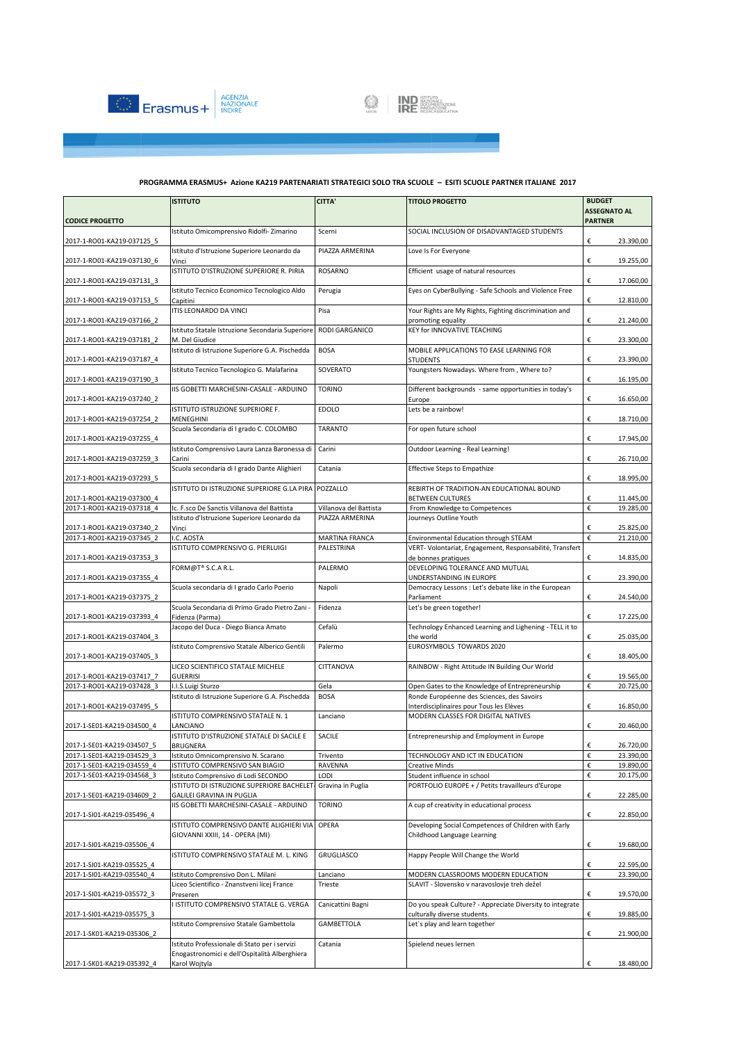**PROGRAMMA ERASMUS+ Azione KA219 PARTENARIATI STRATEGICI SOLO TRA SCUOLE – ESITI SCUOLE PARTNER ITALIANE 2017**

| CODICE PROGETTO | ISTITUTO | CITTA' | TITOLO PROGETTO | BUDGET ASSEGNATO AL PARTNER |
|---|---|---|---|---|
| 2017-1-RO01-KA219-037125_5 | Istituto Omicomprensivo Ridolfi- Zimarino | Scerni | SOCIAL INCLUSION OF DISADVANTAGED STUDENTS | € 23.390,00 |
| 2017-1-RO01-KA219-037130_6 | Istituto d'Istruzione Superiore Leonardo da Vinci | PIAZZA ARMERINA | Love Is For Everyone | € 19.255,00 |
| 2017-1-RO01-KA219-037131_3 | ISTITUTO D'ISTRUZIONE SUPERIORE R. PIRIA | ROSARNO | Efficient usage of natural resources | € 17.060,00 |
| 2017-1-RO01-KA219-037153_5 | Istituto Tecnico Economico Tecnologico Aldo Capitini | Perugia | Eyes on CyberBullying - Safe Schools and Violence Free | € 12.810,00 |
| 2017-1-RO01-KA219-037166_2 | ITIS LEONARDO DA VINCI | Pisa | Your Rights are My Rights, Fighting discrimination and promoting equality | € 21.240,00 |
| 2017-1-RO01-KA219-037181_2 | Istituto Statale Istruzione Secondaria Superiore M. Del Giudice | RODI GARGANICO | KEY for INNOVATIVE TEACHING | € 23.300,00 |
| 2017-1-RO01-KA219-037187_4 | Istituto di Istruzione Superiore G.A. Pischedda | BOSA | MOBILE APPLICATIONS TO EASE LEARNING FOR STUDENTS | € 23.390,00 |
| 2017-1-RO01-KA219-037190_3 | Istituto Tecnico Tecnologico G. Malafarina | SOVERATO | Youngsters Nowadays. Where from , Where to? | € 16.195,00 |
| 2017-1-RO01-KA219-037240_2 | IIS GOBETTI MARCHESINI-CASALE - ARDUINO | TORINO | Different backgrounds - same opportunities in today's Europe | € 16.650,00 |
| 2017-1-RO01-KA219-037254_2 | ISTITUTO ISTRUZIONE SUPERIORE F. MENEGHINI | EDOLO | Lets be a rainbow! | € 18.710,00 |
| 2017-1-RO01-KA219-037255_4 | Scuola Secondaria di I grado C. COLOMBO | TARANTO | For open future school | € 17.945,00 |
| 2017-1-RO01-KA219-037259_3 | Istituto Comprensivo Laura Lanza Baronessa di Carini | Carini | Outdoor Learning - Real Learning! | € 26.710,00 |
| 2017-1-RO01-KA219-037293_5 | Scuola secondaria di I grado Dante Alighieri | Catania | Effective Steps to Empathize | € 18.995,00 |
| 2017-1-RO01-KA219-037300_4 | ISTITUTO DI ISTRUZIONE SUPERIORE G.LA PIRA | POZZALLO | REBIRTH OF TRADITION-AN EDUCATIONAL BOUND BETWEEN CULTURES | € 11.445,00 |
| 2017-1-RO01-KA219-037318_4 | Ic. F.sco De Sanctis Villanova del Battista | Villanova del Battista | From Knowledge to Competences | € 19.285,00 |
| 2017-1-RO01-KA219-037340_2 | Istituto d'Istruzione Superiore Leonardo da Vinci | PIAZZA ARMERINA | Journeys Outline Youth | € 25.825,00 |
| 2017-1-RO01-KA219-037345_2 | I.C. AOSTA | MARTINA FRANCA | Environmental Education through STEAM | € 21.210,00 |
| 2017-1-RO01-KA219-037353_3 | ISTITUTO COMPRENSIVO G. PIERLUIGI | PALESTRINA | VERT- Volontariat, Engagement, Responsabilité, Transfert de bonnes pratiques | € 14.835,00 |
| 2017-1-RO01-KA219-037355_4 | FORM@T® S.C.A R.L. | PALERMO | DEVELOPING TOLERANCE AND MUTUAL UNDERSTANDING IN EUROPE | € 23.390,00 |
| 2017-1-RO01-KA219-037375_2 | Scuola secondaria di I grado Carlo Poerio | Napoli | Democracy Lessons : Let's debate like in the European Parliament | € 24.540,00 |
| 2017-1-RO01-KA219-037393_4 | Scuola Secondaria di Primo Grado Pietro Zani - Fidenza (Parma) | Fidenza | Let's be green together! | € 17.225,00 |
| 2017-1-RO01-KA219-037404_3 | Jacopo del Duca - Diego Bianca Amato | Cefalù | Technology Enhanced Learning and Lighening - TELL it to the world | € 25.035,00 |
| 2017-1-RO01-KA219-037405_3 | Istituto Comprensivo Statale Alberico Gentili | Palermo | EUROSYMBOLS TOWARDS 2020 | € 18.405,00 |
| 2017-1-RO01-KA219-037417_7 | LICEO SCIENTIFICO STATALE MICHELE GUERRISI | CITTANOVA | RAINBOW - Right Attitude IN Building Our World | € 19.565,00 |
| 2017-1-RO01-KA219-037428_3 | I.I.S.Luigi Sturzo | Gela | Open Gates to the Knowledge of Entrepreneurship | € 20.725,00 |
| 2017-1-RO01-KA219-037495_5 | Istituto di Istruzione Superiore G.A. Pischedda | BOSA | Ronde Européenne des Sciences, des Savoirs Interdisciplinaires pour Tous les Elèves | € 16.850,00 |
| 2017-1-SE01-KA219-034500_4 | ISTITUTO COMPRENSIVO STATALE N. 1 LANCIANO | Lanciano | MODERN CLASSES FOR DIGITAL NATIVES | € 20.460,00 |
| 2017-1-SE01-KA219-034507_5 | ISTITUTO D'ISTRUZIONE STATALE DI SACILE E BRUGNERA | SACILE | Entrepreneurship and Employment in Europe | € 26.720,00 |
| 2017-1-SE01-KA219-034529_3 | Istituto Omnicomprensivo N. Scarano | Trivento | TECHNOLOGY AND ICT IN EDUCATION | € 23.390,00 |
| 2017-1-SE01-KA219-034559_4 | ISTITUTO COMPRENSIVO SAN BIAGIO | RAVENNA | Creative Minds | € 19.890,00 |
| 2017-1-SE01-KA219-034568_3 | Istituto Comprensivo di Lodi SECONDO | LODI | Student influence in school | € 20.175,00 |
| 2017-1-SE01-KA219-034609_2 | ISTITUTO DI ISTRUZIONE SUPERIORE BACHELET-GALILEI GRAVINA IN PUGLIA | Gravina in Puglia | PORTFOLIO EUROPE + / Petits travailleurs d'Europe | € 22.285,00 |
| 2017-1-SI01-KA219-035496_4 | IIS GOBETTI MARCHESINI-CASALE - ARDUINO | TORINO | A cup of creativity in educational process | € 22.850,00 |
| 2017-1-SI01-KA219-035506_4 | ISTITUTO COMPRENSIVO DANTE ALIGHIERI VIA GIOVANNI XXIII, 14 - OPERA (MI) | OPERA | Developing Social Competences of Children with Early Childhood Language Learning | € 19.680,00 |
| 2017-1-SI01-KA219-035525_4 | ISTITUTO COMPRENSIVO STATALE M. L. KING | GRUGLIASCO | Happy People Will Change the World | € 22.595,00 |
| 2017-1-SI01-KA219-035540_4 | Istituto Comprensivo Don L. Milani | Lanciano | MODERN CLASSROOMS MODERN EDUCATION | € 23.390,00 |
| 2017-1-SI01-KA219-035572_3 | Liceo Scientifico - Znanstveni licej France Preseren | Trieste | SLAVIT - Slovensko v naravoslovje treh dežel | € 19.570,00 |
| 2017-1-SI01-KA219-035575_3 | I ISTITUTO COMPRENSIVO STATALE G. VERGA | Canicattini Bagni | Do you speak Culture? - Appreciate Diversity to integrate culturally diverse students. | € 19.885,00 |
| 2017-1-SK01-KA219-035306_2 | Istituto Comprensivo Statale Gambettola | GAMBETTOLA | Let´s play and learn together | € 21.900,00 |
| 2017-1-SK01-KA219-035392_4 | Istituto Professionale di Stato per i servizi Enogastronomici e dell'Ospitalità Alberghiera Karol Wojtyla | Catania | Spielend neues lernen | € 18.480,00 |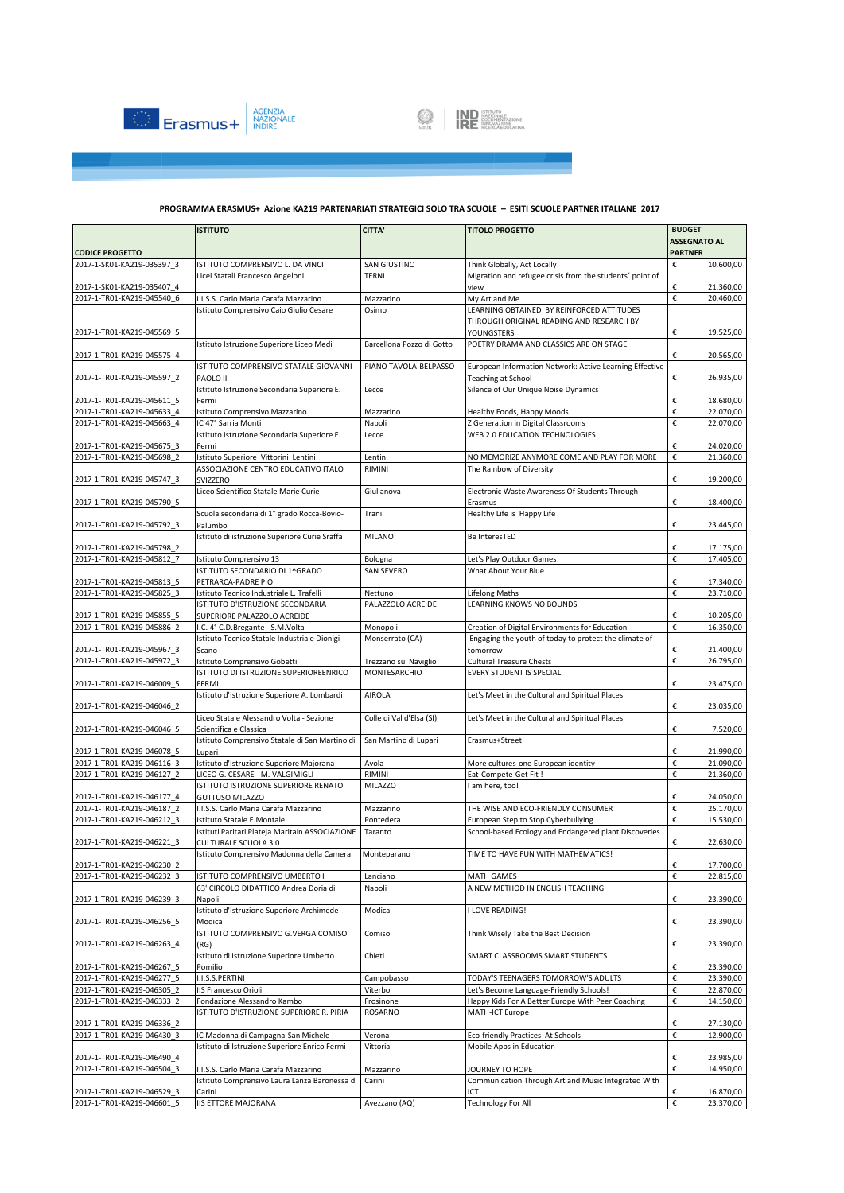**PROGRAMMA ERASMUS+ Azione KA219 PARTENARIATI STRATEGICI SOLO TRA SCUOLE – ESITI SCUOLE PARTNER ITALIANE 2017**

| CODICE PROGETTO | ISTITUTO | CITTA' | TITOLO PROGETTO | BUDGET ASSEGNATO AL PARTNER |
|---|---|---|---|---|
| 2017-1-SK01-KA219-035397_3 | ISTITUTO COMPRENSIVO L. DA VINCI | SAN GIUSTINO | Think Globally, Act Locally! | € 10.600,00 |
| 2017-1-SK01-KA219-035407_4 | Licei Statali Francesco Angeloni | TERNI | Migration and refugee crisis from the students´ point of view | € 21.360,00 |
| 2017-1-TR01-KA219-045540_6 | I.I.S.S. Carlo Maria Carafa Mazzarino | Mazzarino | My Art and Me | € 20.460,00 |
| 2017-1-TR01-KA219-045569_5 | Istituto Comprensivo Caio Giulio Cesare | Osimo | LEARNING OBTAINED BY REINFORCED ATTITUDES THROUGH ORIGINAL READING AND RESEARCH BY YOUNGSTERS | € 19.525,00 |
| 2017-1-TR01-KA219-045575_4 | Istituto Istruzione Superiore Liceo Medi | Barcellona Pozzo di Gotto | POETRY DRAMA AND CLASSICS ARE ON STAGE | € 20.565,00 |
| 2017-1-TR01-KA219-045597_2 | ISTITUTO COMPRENSIVO STATALE GIOVANNI PAOLO II | PIANO TAVOLA-BELPASSO | European Information Network: Active Learning Effective Teaching at School | € 26.935,00 |
| 2017-1-TR01-KA219-045611_5 | Istituto Istruzione Secondaria Superiore E. Fermi | Lecce | Silence of Our Unique Noise Dynamics | € 18.680,00 |
| 2017-1-TR01-KA219-045633_4 | Istituto Comprensivo Mazzarino | Mazzarino | Healthy Foods, Happy Moods | € 22.070,00 |
| 2017-1-TR01-KA219-045663_4 | IC 47° Sarria Monti | Napoli | Z Generation in Digital Classrooms | € 22.070,00 |
| 2017-1-TR01-KA219-045675_3 | Istituto Istruzione Secondaria Superiore E. Fermi | Lecce | WEB 2.0 EDUCATION TECHNOLOGIES | € 24.020,00 |
| 2017-1-TR01-KA219-045698_2 | Istituto Superiore Vittorini Lentini | Lentini | NO MEMORIZE ANYMORE COME AND PLAY FOR MORE | € 21.360,00 |
| 2017-1-TR01-KA219-045747_3 | ASSOCIAZIONE CENTRO EDUCATIVO ITALO SVIZZERO | RIMINI | The Rainbow of Diversity | € 19.200,00 |
| 2017-1-TR01-KA219-045790_5 | Liceo Scientifico Statale Marie Curie | Giulianova | Electronic Waste Awareness Of Students Through Erasmus | € 18.400,00 |
| 2017-1-TR01-KA219-045792_3 | Scuola secondaria di 1° grado Rocca-Bovio-Palumbo | Trani | Healthy Life is Happy Life | € 23.445,00 |
| 2017-1-TR01-KA219-045798_2 | Istituto di istruzione Superiore Curie Sraffa | MILANO | Be InteresTED | € 17.175,00 |
| 2017-1-TR01-KA219-045812_7 | Istituto Comprensivo 13 | Bologna | Let's Play Outdoor Games! | € 17.405,00 |
| 2017-1-TR01-KA219-045813_5 | ISTITUTO SECONDARIO DI 1^GRADO PETRARCA-PADRE PIO | SAN SEVERO | What About Your Blue | € 17.340,00 |
| 2017-1-TR01-KA219-045825_3 | Istituto Tecnico Industriale L. Trafelli | Nettuno | Lifelong Maths | € 23.710,00 |
| 2017-1-TR01-KA219-045855_5 | ISTITUTO D'ISTRUZIONE SECONDARIA SUPERIORE PALAZZOLO ACREIDE | PALAZZOLO ACREIDE | LEARNING KNOWS NO BOUNDS | € 10.205,00 |
| 2017-1-TR01-KA219-045886_2 | I.C. 4° C.D.Bregante - S.M.Volta | Monopoli | Creation of Digital Environments for Education | € 16.350,00 |
| 2017-1-TR01-KA219-045967_3 | Istituto Tecnico Statale Industriale Dionigi Scano | Monserrato (CA) | Engaging the youth of today to protect the climate of tomorrow | € 21.400,00 |
| 2017-1-TR01-KA219-045972_3 | Istituto Comprensivo Gobetti | Trezzano sul Naviglio | Cultural Treasure Chests | € 26.795,00 |
| 2017-1-TR01-KA219-046009_5 | ISTITUTO DI ISTRUZIONE SUPERIOREENRICO FERMI | MONTESARCHIO | EVERY STUDENT IS SPECIAL | € 23.475,00 |
| 2017-1-TR01-KA219-046046_2 | Istituto d'Istruzione Superiore A. Lombardi | AIROLA | Let's Meet in the Cultural and Spiritual Places | € 23.035,00 |
| 2017-1-TR01-KA219-046046_5 | Liceo Statale Alessandro Volta - Sezione Scientifica e Classica | Colle di Val d'Elsa (SI) | Let's Meet in the Cultural and Spiritual Places | € 7.520,00 |
| 2017-1-TR01-KA219-046078_5 | Istituto Comprensivo Statale di San Martino di Lupari | San Martino di Lupari | Erasmus+Street | € 21.990,00 |
| 2017-1-TR01-KA219-046116_3 | Istituto d'Istruzione Superiore Majorana | Avola | More cultures-one European identity | € 21.090,00 |
| 2017-1-TR01-KA219-046127_2 | LICEO G. CESARE - M. VALGIMIGLI | RIMINI | Eat-Compete-Get Fit ! | € 21.360,00 |
| 2017-1-TR01-KA219-046177_4 | ISTITUTO ISTRUZIONE SUPERIORE RENATO GUTTUSO MILAZZO | MILAZZO | I am here, too! | € 24.050,00 |
| 2017-1-TR01-KA219-046187_2 | I.I.S.S. Carlo Maria Carafa Mazzarino | Mazzarino | THE WISE AND ECO-FRIENDLY CONSUMER | € 25.170,00 |
| 2017-1-TR01-KA219-046212_3 | Istituto Statale E.Montale | Pontedera | European Step to Stop Cyberbullying | € 15.530,00 |
| 2017-1-TR01-KA219-046221_3 | Istituti Paritari Plateja Maritain ASSOCIAZIONE CULTURALE SCUOLA 3.0 | Taranto | School-based Ecology and Endangered plant Discoveries | € 22.630,00 |
| 2017-1-TR01-KA219-046230_2 | Istituto Comprensivo Madonna della Camera | Monteparano | TIME TO HAVE FUN WITH MATHEMATICS! | € 17.700,00 |
| 2017-1-TR01-KA219-046232_3 | ISTITUTO COMPRENSIVO UMBERTO I | Lanciano | MATH GAMES | € 22.815,00 |
| 2017-1-TR01-KA219-046239_3 | 63' CIRCOLO DIDATTICO Andrea Doria di Napoli | Napoli | A NEW METHOD IN ENGLISH TEACHING | € 23.390,00 |
| 2017-1-TR01-KA219-046256_5 | Istituto d'Istruzione Superiore Archimede Modica | Modica | I LOVE READING! | € 23.390,00 |
| 2017-1-TR01-KA219-046263_4 | ISTITUTO COMPRENSIVO G.VERGA COMISO (RG) | Comiso | Think Wisely Take the Best Decision | € 23.390,00 |
| 2017-1-TR01-KA219-046267_5 | Istituto di Istruzione Superiore Umberto Pomilio | Chieti | SMART CLASSROOMS SMART STUDENTS | € 23.390,00 |
| 2017-1-TR01-KA219-046277_5 | I.I.S.S.PERTINI | Campobasso | TODAY'S TEENAGERS TOMORROW'S ADULTS | € 23.390,00 |
| 2017-1-TR01-KA219-046305_2 | IIS Francesco Orioli | Viterbo | Let's Become Language-Friendly Schools! | € 22.870,00 |
| 2017-1-TR01-KA219-046333_2 | Fondazione Alessandro Kambo | Frosinone | Happy Kids For A Better Europe With Peer Coaching | € 14.150,00 |
| 2017-1-TR01-KA219-046336_2 | ISTITUTO D'ISTRUZIONE SUPERIORE R. PIRIA | ROSARNO | MATH-ICT Europe | € 27.130,00 |
| 2017-1-TR01-KA219-046430_3 | IC Madonna di Campagna-San Michele | Verona | Eco-friendly Practices At Schools | € 12.900,00 |
| 2017-1-TR01-KA219-046490_4 | Istituto di Istruzione Superiore Enrico Fermi | Vittoria | Mobile Apps in Education | € 23.985,00 |
| 2017-1-TR01-KA219-046504_3 | I.I.S.S. Carlo Maria Carafa Mazzarino | Mazzarino | JOURNEY TO HOPE | € 14.950,00 |
| 2017-1-TR01-KA219-046529_3 | Istituto Comprensivo Laura Lanza Baronessa di Carini | Carini | Communication Through Art and Music Integrated With ICT | € 16.870,00 |
| 2017-1-TR01-KA219-046601_5 | IIS ETTORE MAJORANA | Avezzano (AQ) | Technology For All | € 23.370,00 |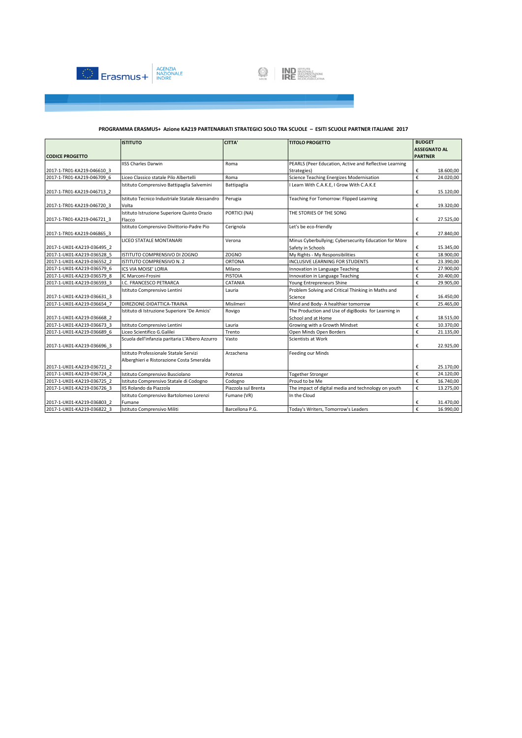**PROGRAMMA ERASMUS+ Azione KA219 PARTENARIATI STRATEGICI SOLO TRA SCUOLE – ESITI SCUOLE PARTNER ITALIANE 2017**

| CODICE PROGETTO | ISTITUTO | CITTA' | TITOLO PROGETTO | BUDGET ASSEGNATO AL PARTNER |
|---|---|---|---|---|
| 2017-1-TR01-KA219-046610_3 | IISS Charles Darwin | Roma | PEARLS (Peer Education, Active and Reflective Learning Strategies) | € 18.600,00 |
| 2017-1-TR01-KA219-046709_6 | Liceo Classico statale Pilo Albertelli | Roma | Science Teaching Energizes Modernisation | € 24.020,00 |
| 2017-1-TR01-KA219-046713_2 | Istituto Comprensivo Battipaglia Salvemini | Battipaglia | I Learn With C.A.K.E, I Grow With C.A.K.E | € 15.120,00 |
| 2017-1-TR01-KA219-046720_3 | Istituto Tecnico Industriale Statale Alessandro Volta | Perugia | Teaching For Tomorrow: Flipped Learning | € 19.320,00 |
| 2017-1-TR01-KA219-046721_3 | Istituto Istruzione Superiore Quinto Orazio Flacco | PORTICI (NA) | THE STORIES OF THE SONG | € 27.525,00 |
| 2017-1-TR01-KA219-046865_3 | Istituto Comprensivo Divittorio-Padre Pio | Cerignola | Let's be eco-friendly | € 27.840,00 |
| 2017-1-UK01-KA219-036495_2 | LICEO STATALE MONTANARI | Verona | Minus Cyberbullying; Cybersecurity Education for More Safety in Schools | € 15.345,00 |
| 2017-1-UK01-KA219-036528_5 | ISTITUTO COMPRENSIVO DI ZOGNO | ZOGNO | My Rights - My Responsibilities | € 18.900,00 |
| 2017-1-UK01-KA219-036552_2 | ISTITUTO COMPRENSIVO N. 2 | ORTONA | INCLUSIVE LEARNING FOR STUDENTS | € 23.390,00 |
| 2017-1-UK01-KA219-036579_6 | ICS VIA MOISE' LORIA | Milano | Innovation in Language Teaching | € 27.900,00 |
| 2017-1-UK01-KA219-036579_8 | IC Marconi-Frosini | PISTOIA | Innovation in Language Teaching | € 20.400,00 |
| 2017-1-UK01-KA219-036593_3 | I.C. FRANCESCO PETRARCA | CATANIA | Young Entrepreneurs Shine | € 29.905,00 |
| 2017-1-UK01-KA219-036631_3 | Istituto Comprensivo Lentini | Lauria | Problem Solving and Critical Thinking in Maths and Science | € 16.450,00 |
| 2017-1-UK01-KA219-036654_7 | DIREZIONE-DIDATTICA-TRAINA | Misilmeri | Mind and Body- A healthier tomorrow | € 25.465,00 |
| 2017-1-UK01-KA219-036668_2 | Istituto di Istruzione Superiore 'De Amicis' | Rovigo | The Production and Use of digiBooks for Learning in School and at Home | € 18.515,00 |
| 2017-1-UK01-KA219-036673_3 | Istituto Comprensivo Lentini | Lauria | Growing with a Growth Mindset | € 10.370,00 |
| 2017-1-UK01-KA219-036689_6 | Liceo Scientifico G.Galilei | Trento | Open Minds Open Borders | € 21.135,00 |
| 2017-1-UK01-KA219-036696_3 | Scuola dell'infanzia paritaria L'Albero Azzurro | Vasto | Scientists at Work | € 22.925,00 |
| 2017-1-UK01-KA219-036721_2 | Istituto Professionale Statale Servizi Alberghieri e Ristorazione Costa Smeralda | Arzachena | Feeding our Minds | € 25.170,00 |
| 2017-1-UK01-KA219-036724_2 | Istituto Comprensivo Busciolano | Potenza | Together Stronger | € 24.120,00 |
| 2017-1-UK01-KA219-036725_2 | Istituto Comprensivo Statale di Codogno | Codogno | Proud to be Me | € 16.740,00 |
| 2017-1-UK01-KA219-036726_3 | IIS Rolando da Piazzola | Piazzola sul Brenta | The impact of digital media and technology on youth | € 13.275,00 |
| 2017-1-UK01-KA219-036803_2 | Istituto Comprensivo Bartolomeo Lorenzi Fumane | Fumane (VR) | In the Cloud | € 31.470,00 |
| 2017-1-UK01-KA219-036822_3 | Istituto Comprensivo Militi | Barcellona P.G. | Today's Writers, Tomorrow's Leaders | € 16.990,00 |